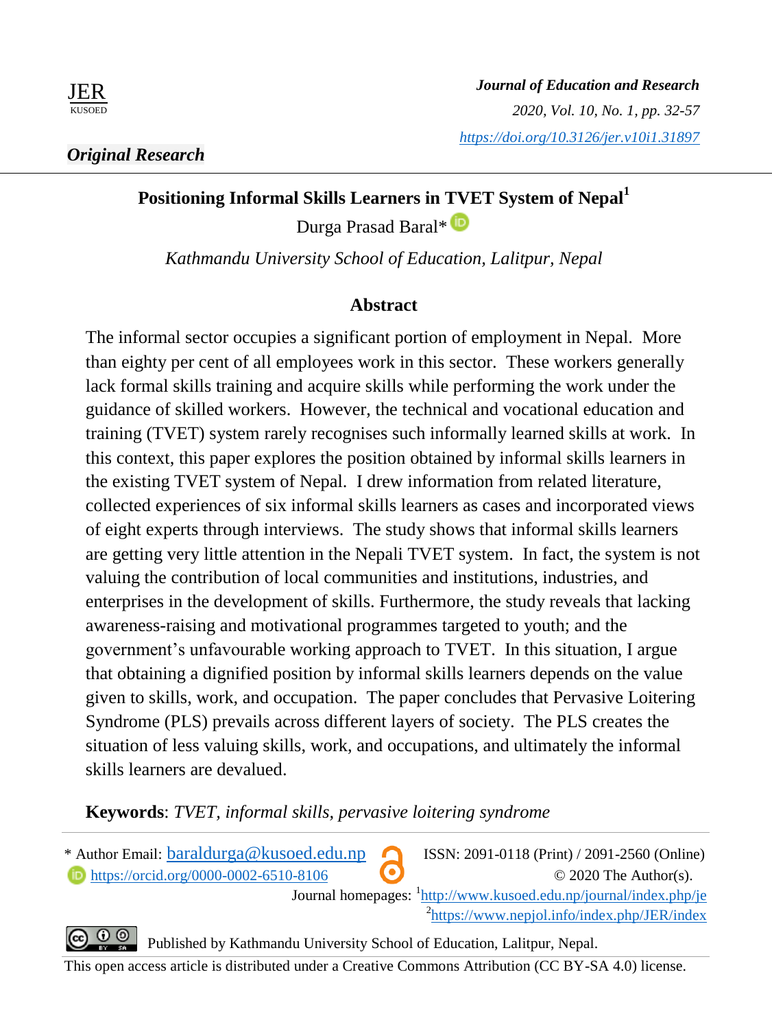JER
KUSOED

*Journal of Education and Research*
*2020, Vol. 10, No. 1, pp. 32-57*
*https://doi.org/10.3126/jer.v10i1.31897*

***Original Research***

# Positioning Informal Skills Learners in TVET System of Nepal[1]

Durga Prasad Baral*

*Kathmandu University School of Education, Lalitpur, Nepal*

## Abstract

The informal sector occupies a significant portion of employment in Nepal. More than eighty per cent of all employees work in this sector. These workers generally lack formal skills training and acquire skills while performing the work under the guidance of skilled workers. However, the technical and vocational education and training (TVET) system rarely recognises such informally learned skills at work. In this context, this paper explores the position obtained by informal skills learners in the existing TVET system of Nepal. I drew information from related literature, collected experiences of six informal skills learners as cases and incorporated views of eight experts through interviews. The study shows that informal skills learners are getting very little attention in the Nepali TVET system. In fact, the system is not valuing the contribution of local communities and institutions, industries, and enterprises in the development of skills. Furthermore, the study reveals that lacking awareness-raising and motivational programmes targeted to youth; and the government's unfavourable working approach to TVET. In this situation, I argue that obtaining a dignified position by informal skills learners depends on the value given to skills, work, and occupation. The paper concludes that Pervasive Loitering Syndrome (PLS) prevails across different layers of society. The PLS creates the situation of less valuing skills, work, and occupations, and ultimately the informal skills learners are devalued.

**Keywords**: *TVET, informal skills, pervasive loitering syndrome*

---

\* Author Email: baraldurga@kusoed.edu.np
https://orcid.org/0000-0002-6510-8106

ISSN: 2091-0118 (Print) / 2091-2560 (Online)
© 2020 The Author(s).
Journal homepages: [1]http://www.kusoed.edu.np/journal/index.php/je
[2]https://www.nepjol.info/index.php/JER/index

Published by Kathmandu University School of Education, Lalitpur, Nepal.
This open access article is distributed under a Creative Commons Attribution (CC BY-SA 4.0) license.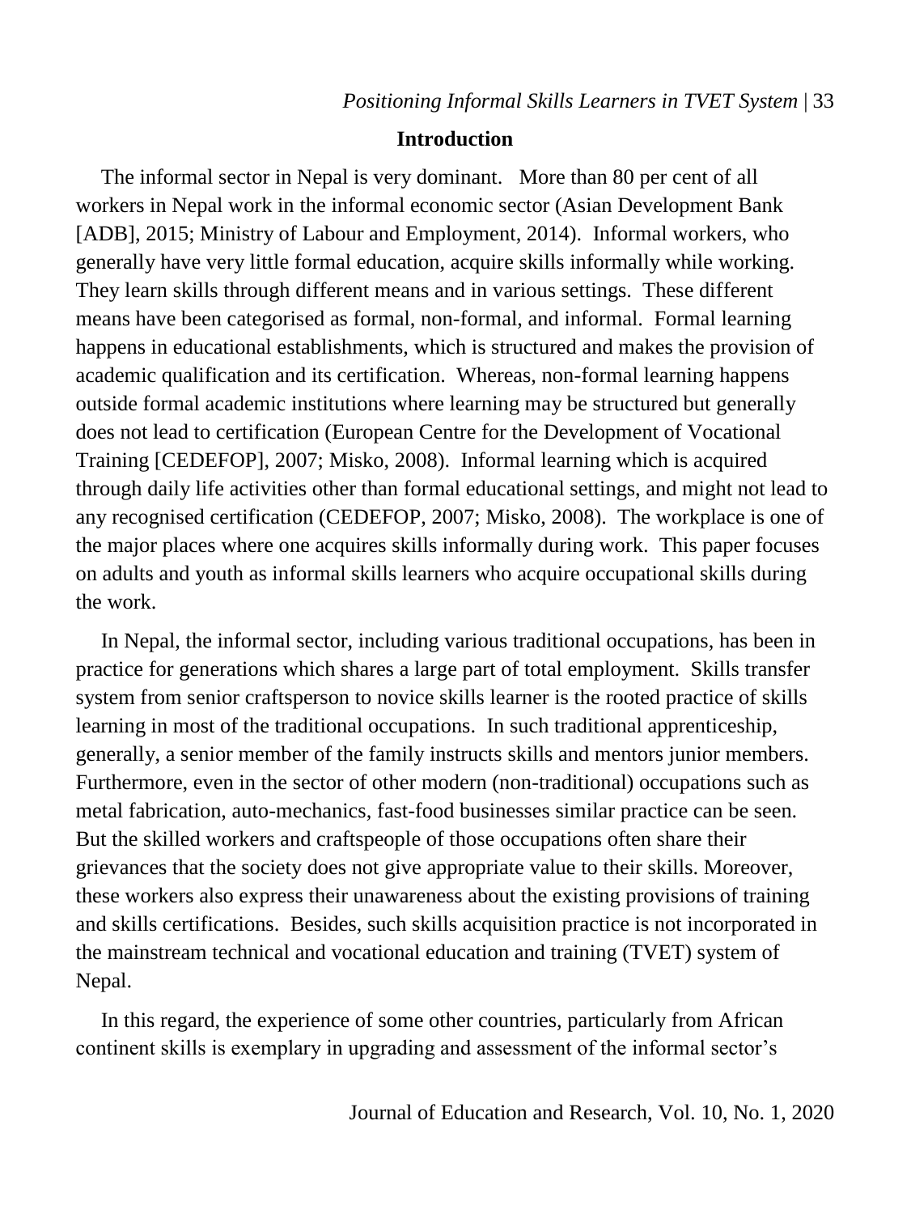## Introduction

The informal sector in Nepal is very dominant. More than 80 per cent of all workers in Nepal work in the informal economic sector (Asian Development Bank [ADB], 2015; Ministry of Labour and Employment, 2014). Informal workers, who generally have very little formal education, acquire skills informally while working. They learn skills through different means and in various settings. These different means have been categorised as formal, non-formal, and informal. Formal learning happens in educational establishments, which is structured and makes the provision of academic qualification and its certification. Whereas, non-formal learning happens outside formal academic institutions where learning may be structured but generally does not lead to certification (European Centre for the Development of Vocational Training [CEDEFOP], 2007; Misko, 2008). Informal learning which is acquired through daily life activities other than formal educational settings, and might not lead to any recognised certification (CEDEFOP, 2007; Misko, 2008). The workplace is one of the major places where one acquires skills informally during work. This paper focuses on adults and youth as informal skills learners who acquire occupational skills during the work.

In Nepal, the informal sector, including various traditional occupations, has been in practice for generations which shares a large part of total employment. Skills transfer system from senior craftsperson to novice skills learner is the rooted practice of skills learning in most of the traditional occupations. In such traditional apprenticeship, generally, a senior member of the family instructs skills and mentors junior members. Furthermore, even in the sector of other modern (non-traditional) occupations such as metal fabrication, auto-mechanics, fast-food businesses similar practice can be seen. But the skilled workers and craftspeople of those occupations often share their grievances that the society does not give appropriate value to their skills. Moreover, these workers also express their unawareness about the existing provisions of training and skills certifications. Besides, such skills acquisition practice is not incorporated in the mainstream technical and vocational education and training (TVET) system of Nepal.

In this regard, the experience of some other countries, particularly from African continent skills is exemplary in upgrading and assessment of the informal sector's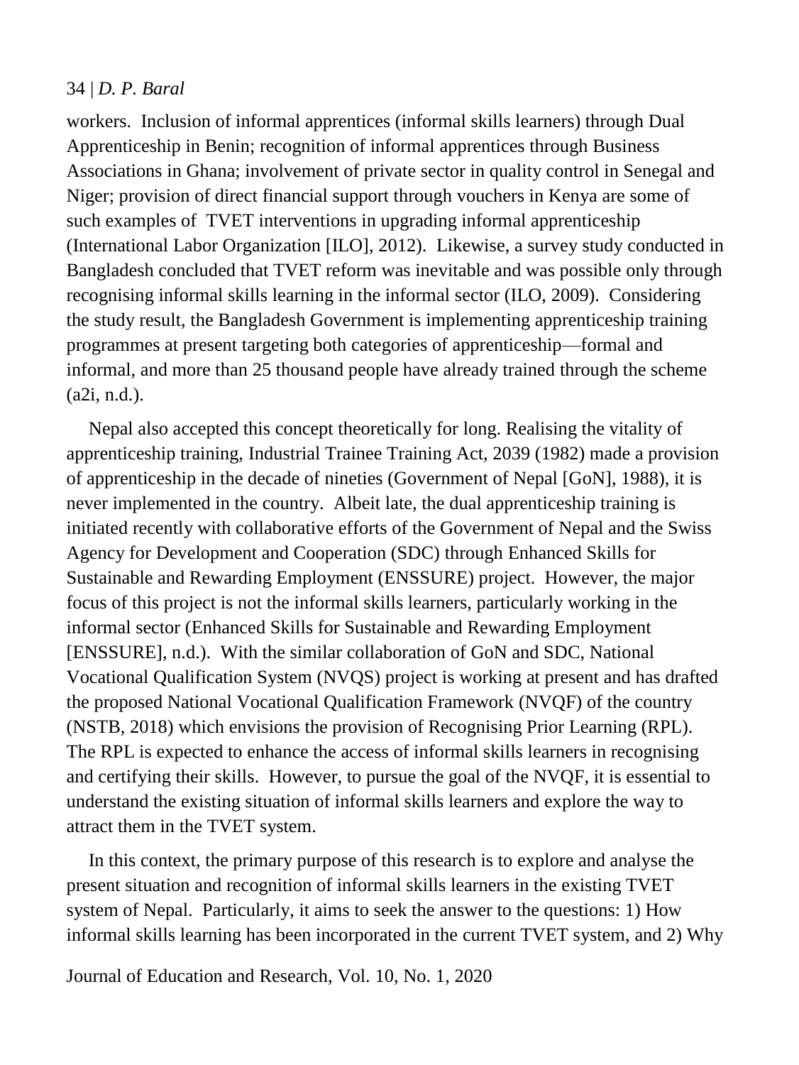workers. Inclusion of informal apprentices (informal skills learners) through Dual Apprenticeship in Benin; recognition of informal apprentices through Business Associations in Ghana; involvement of private sector in quality control in Senegal and Niger; provision of direct financial support through vouchers in Kenya are some of such examples of TVET interventions in upgrading informal apprenticeship (International Labor Organization [ILO], 2012). Likewise, a survey study conducted in Bangladesh concluded that TVET reform was inevitable and was possible only through recognising informal skills learning in the informal sector (ILO, 2009). Considering the study result, the Bangladesh Government is implementing apprenticeship training programmes at present targeting both categories of apprenticeship—formal and informal, and more than 25 thousand people have already trained through the scheme (a2i, n.d.).

Nepal also accepted this concept theoretically for long. Realising the vitality of apprenticeship training, Industrial Trainee Training Act, 2039 (1982) made a provision of apprenticeship in the decade of nineties (Government of Nepal [GoN], 1988), it is never implemented in the country. Albeit late, the dual apprenticeship training is initiated recently with collaborative efforts of the Government of Nepal and the Swiss Agency for Development and Cooperation (SDC) through Enhanced Skills for Sustainable and Rewarding Employment (ENSSURE) project. However, the major focus of this project is not the informal skills learners, particularly working in the informal sector (Enhanced Skills for Sustainable and Rewarding Employment [ENSSURE], n.d.). With the similar collaboration of GoN and SDC, National Vocational Qualification System (NVQS) project is working at present and has drafted the proposed National Vocational Qualification Framework (NVQF) of the country (NSTB, 2018) which envisions the provision of Recognising Prior Learning (RPL). The RPL is expected to enhance the access of informal skills learners in recognising and certifying their skills. However, to pursue the goal of the NVQF, it is essential to understand the existing situation of informal skills learners and explore the way to attract them in the TVET system.

In this context, the primary purpose of this research is to explore and analyse the present situation and recognition of informal skills learners in the existing TVET system of Nepal. Particularly, it aims to seek the answer to the questions: 1) How informal skills learning has been incorporated in the current TVET system, and 2) Why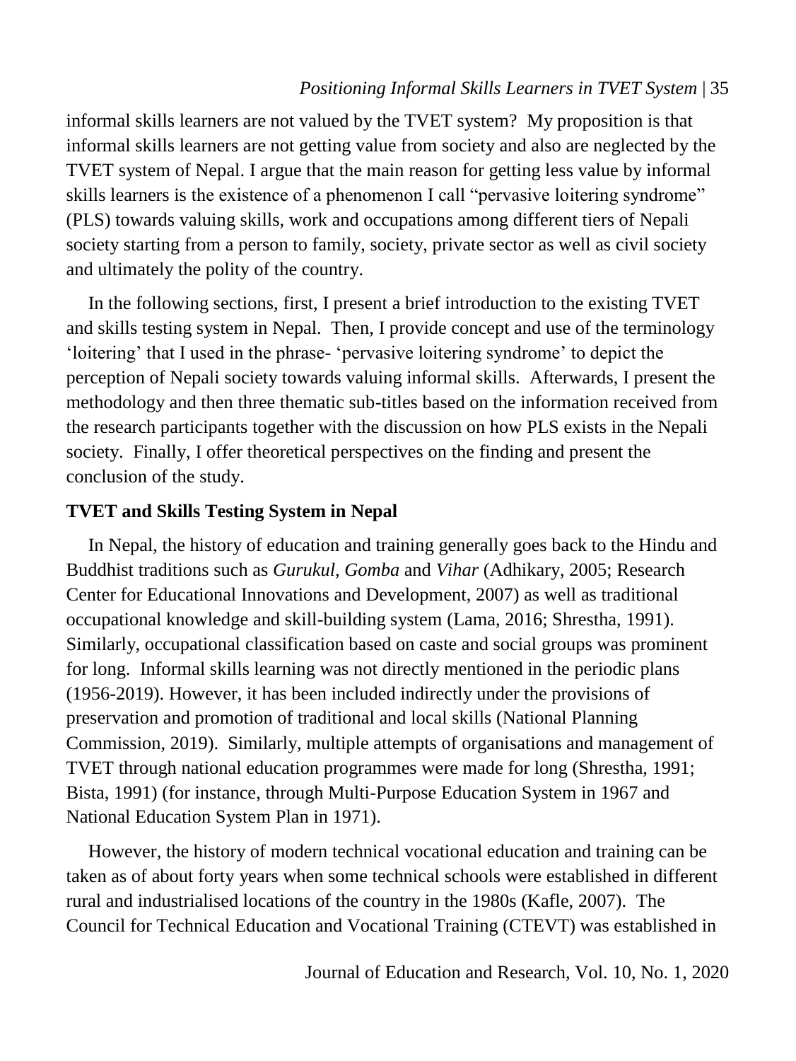informal skills learners are not valued by the TVET system? My proposition is that informal skills learners are not getting value from society and also are neglected by the TVET system of Nepal. I argue that the main reason for getting less value by informal skills learners is the existence of a phenomenon I call "pervasive loitering syndrome" (PLS) towards valuing skills, work and occupations among different tiers of Nepali society starting from a person to family, society, private sector as well as civil society and ultimately the polity of the country.

In the following sections, first, I present a brief introduction to the existing TVET and skills testing system in Nepal. Then, I provide concept and use of the terminology 'loitering' that I used in the phrase- 'pervasive loitering syndrome' to depict the perception of Nepali society towards valuing informal skills. Afterwards, I present the methodology and then three thematic sub-titles based on the information received from the research participants together with the discussion on how PLS exists in the Nepali society. Finally, I offer theoretical perspectives on the finding and present the conclusion of the study.

## TVET and Skills Testing System in Nepal

In Nepal, the history of education and training generally goes back to the Hindu and Buddhist traditions such as *Gurukul*, *Gomba* and *Vihar* (Adhikary, 2005; Research Center for Educational Innovations and Development, 2007) as well as traditional occupational knowledge and skill-building system (Lama, 2016; Shrestha, 1991). Similarly, occupational classification based on caste and social groups was prominent for long. Informal skills learning was not directly mentioned in the periodic plans (1956-2019). However, it has been included indirectly under the provisions of preservation and promotion of traditional and local skills (National Planning Commission, 2019). Similarly, multiple attempts of organisations and management of TVET through national education programmes were made for long (Shrestha, 1991; Bista, 1991) (for instance, through Multi-Purpose Education System in 1967 and National Education System Plan in 1971).

However, the history of modern technical vocational education and training can be taken as of about forty years when some technical schools were established in different rural and industrialised locations of the country in the 1980s (Kafle, 2007). The Council for Technical Education and Vocational Training (CTEVT) was established in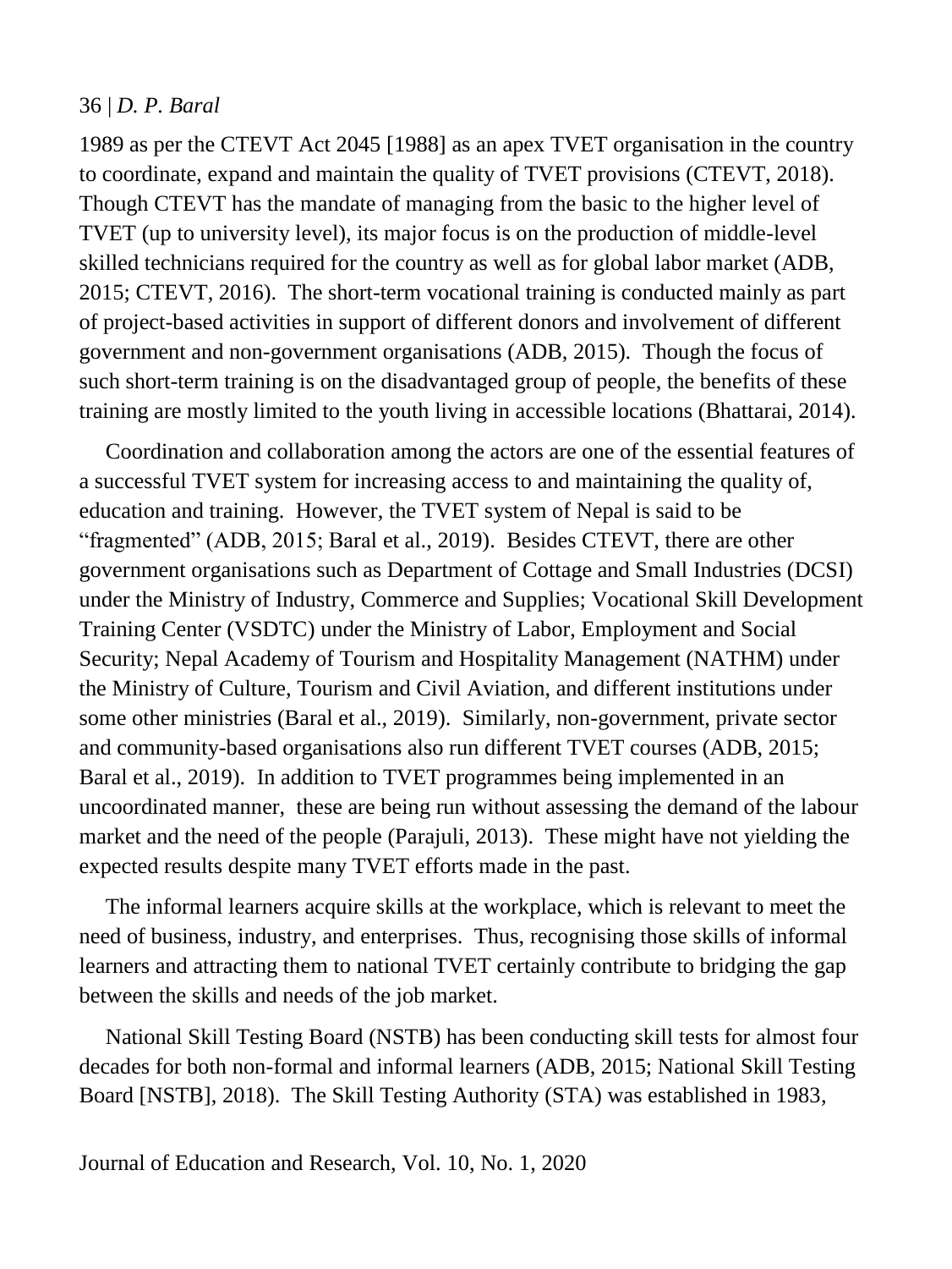1989 as per the CTEVT Act 2045 [1988] as an apex TVET organisation in the country to coordinate, expand and maintain the quality of TVET provisions (CTEVT, 2018). Though CTEVT has the mandate of managing from the basic to the higher level of TVET (up to university level), its major focus is on the production of middle-level skilled technicians required for the country as well as for global labor market (ADB, 2015; CTEVT, 2016). The short-term vocational training is conducted mainly as part of project-based activities in support of different donors and involvement of different government and non-government organisations (ADB, 2015). Though the focus of such short-term training is on the disadvantaged group of people, the benefits of these training are mostly limited to the youth living in accessible locations (Bhattarai, 2014).

Coordination and collaboration among the actors are one of the essential features of a successful TVET system for increasing access to and maintaining the quality of, education and training. However, the TVET system of Nepal is said to be "fragmented" (ADB, 2015; Baral et al., 2019). Besides CTEVT, there are other government organisations such as Department of Cottage and Small Industries (DCSI) under the Ministry of Industry, Commerce and Supplies; Vocational Skill Development Training Center (VSDTC) under the Ministry of Labor, Employment and Social Security; Nepal Academy of Tourism and Hospitality Management (NATHM) under the Ministry of Culture, Tourism and Civil Aviation, and different institutions under some other ministries (Baral et al., 2019). Similarly, non-government, private sector and community-based organisations also run different TVET courses (ADB, 2015; Baral et al., 2019). In addition to TVET programmes being implemented in an uncoordinated manner, these are being run without assessing the demand of the labour market and the need of the people (Parajuli, 2013). These might have not yielding the expected results despite many TVET efforts made in the past.

The informal learners acquire skills at the workplace, which is relevant to meet the need of business, industry, and enterprises. Thus, recognising those skills of informal learners and attracting them to national TVET certainly contribute to bridging the gap between the skills and needs of the job market.

National Skill Testing Board (NSTB) has been conducting skill tests for almost four decades for both non-formal and informal learners (ADB, 2015; National Skill Testing Board [NSTB], 2018). The Skill Testing Authority (STA) was established in 1983,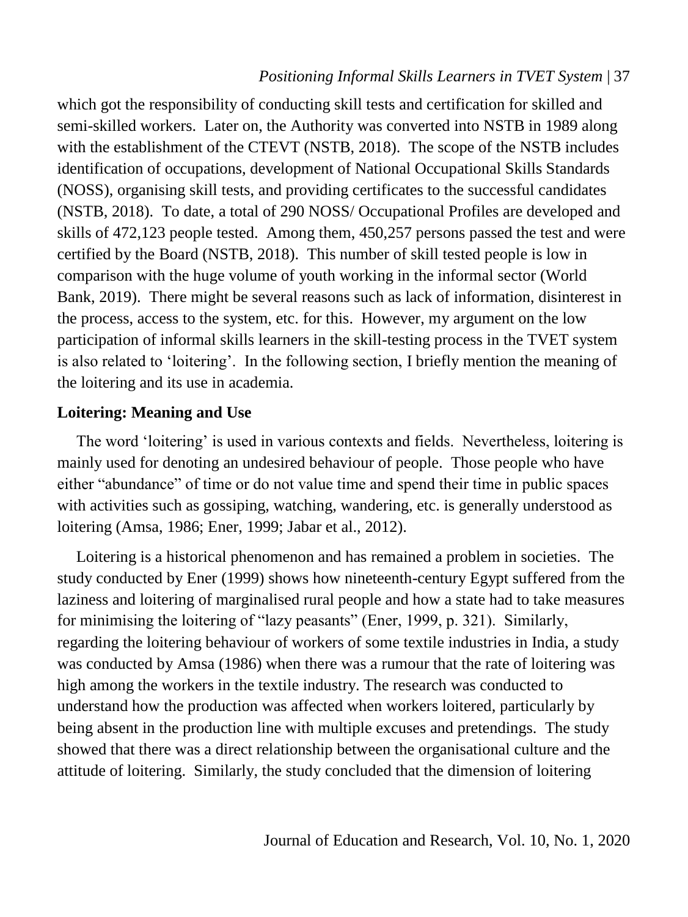which got the responsibility of conducting skill tests and certification for skilled and semi-skilled workers. Later on, the Authority was converted into NSTB in 1989 along with the establishment of the CTEVT (NSTB, 2018). The scope of the NSTB includes identification of occupations, development of National Occupational Skills Standards (NOSS), organising skill tests, and providing certificates to the successful candidates (NSTB, 2018). To date, a total of 290 NOSS/ Occupational Profiles are developed and skills of 472,123 people tested. Among them, 450,257 persons passed the test and were certified by the Board (NSTB, 2018). This number of skill tested people is low in comparison with the huge volume of youth working in the informal sector (World Bank, 2019). There might be several reasons such as lack of information, disinterest in the process, access to the system, etc. for this. However, my argument on the low participation of informal skills learners in the skill-testing process in the TVET system is also related to 'loitering'. In the following section, I briefly mention the meaning of the loitering and its use in academia.

**Loitering: Meaning and Use**

The word 'loitering' is used in various contexts and fields. Nevertheless, loitering is mainly used for denoting an undesired behaviour of people. Those people who have either "abundance" of time or do not value time and spend their time in public spaces with activities such as gossiping, watching, wandering, etc. is generally understood as loitering (Amsa, 1986; Ener, 1999; Jabar et al., 2012).

Loitering is a historical phenomenon and has remained a problem in societies. The study conducted by Ener (1999) shows how nineteenth-century Egypt suffered from the laziness and loitering of marginalised rural people and how a state had to take measures for minimising the loitering of "lazy peasants" (Ener, 1999, p. 321). Similarly, regarding the loitering behaviour of workers of some textile industries in India, a study was conducted by Amsa (1986) when there was a rumour that the rate of loitering was high among the workers in the textile industry. The research was conducted to understand how the production was affected when workers loitered, particularly by being absent in the production line with multiple excuses and pretendings. The study showed that there was a direct relationship between the organisational culture and the attitude of loitering. Similarly, the study concluded that the dimension of loitering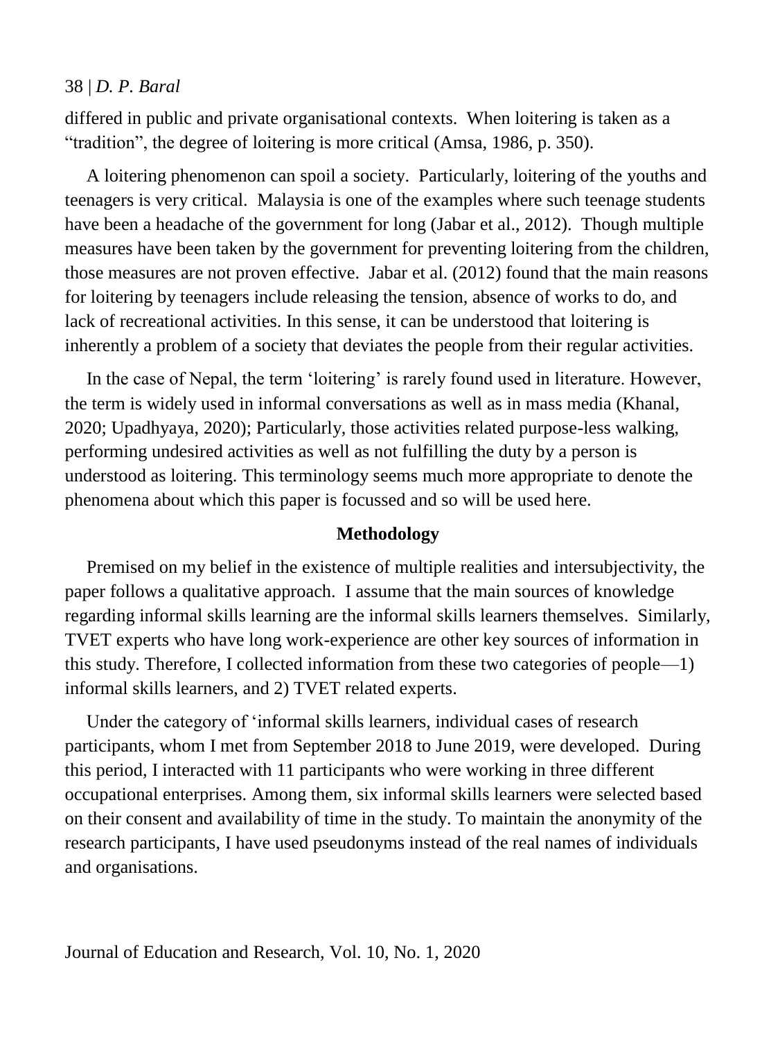differed in public and private organisational contexts. When loitering is taken as a "tradition", the degree of loitering is more critical (Amsa, 1986, p. 350).

A loitering phenomenon can spoil a society. Particularly, loitering of the youths and teenagers is very critical. Malaysia is one of the examples where such teenage students have been a headache of the government for long (Jabar et al., 2012). Though multiple measures have been taken by the government for preventing loitering from the children, those measures are not proven effective. Jabar et al. (2012) found that the main reasons for loitering by teenagers include releasing the tension, absence of works to do, and lack of recreational activities. In this sense, it can be understood that loitering is inherently a problem of a society that deviates the people from their regular activities.

In the case of Nepal, the term 'loitering' is rarely found used in literature. However, the term is widely used in informal conversations as well as in mass media (Khanal, 2020; Upadhyaya, 2020); Particularly, those activities related purpose-less walking, performing undesired activities as well as not fulfilling the duty by a person is understood as loitering. This terminology seems much more appropriate to denote the phenomena about which this paper is focussed and so will be used here.

## Methodology

Premised on my belief in the existence of multiple realities and intersubjectivity, the paper follows a qualitative approach. I assume that the main sources of knowledge regarding informal skills learning are the informal skills learners themselves. Similarly, TVET experts who have long work-experience are other key sources of information in this study. Therefore, I collected information from these two categories of people—1) informal skills learners, and 2) TVET related experts.

Under the category of 'informal skills learners, individual cases of research participants, whom I met from September 2018 to June 2019, were developed. During this period, I interacted with 11 participants who were working in three different occupational enterprises. Among them, six informal skills learners were selected based on their consent and availability of time in the study. To maintain the anonymity of the research participants, I have used pseudonyms instead of the real names of individuals and organisations.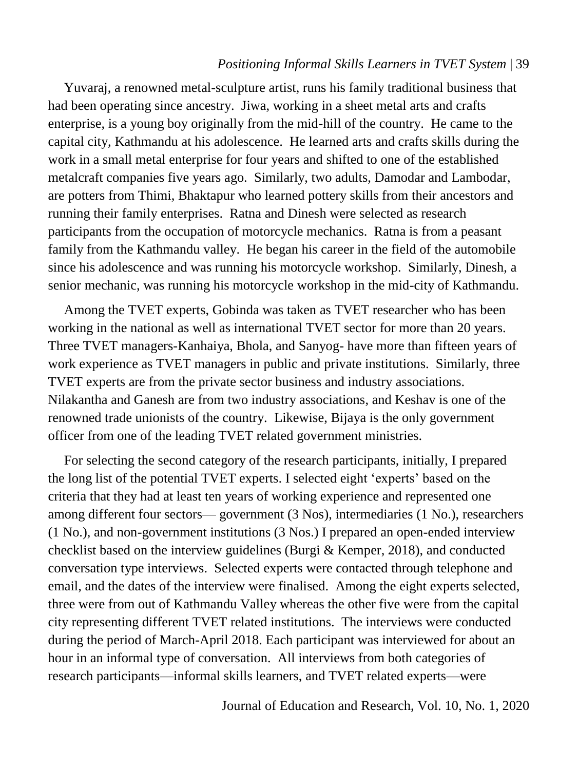Yuvaraj, a renowned metal-sculpture artist, runs his family traditional business that had been operating since ancestry. Jiwa, working in a sheet metal arts and crafts enterprise, is a young boy originally from the mid-hill of the country. He came to the capital city, Kathmandu at his adolescence. He learned arts and crafts skills during the work in a small metal enterprise for four years and shifted to one of the established metalcraft companies five years ago. Similarly, two adults, Damodar and Lambodar, are potters from Thimi, Bhaktapur who learned pottery skills from their ancestors and running their family enterprises. Ratna and Dinesh were selected as research participants from the occupation of motorcycle mechanics. Ratna is from a peasant family from the Kathmandu valley. He began his career in the field of the automobile since his adolescence and was running his motorcycle workshop. Similarly, Dinesh, a senior mechanic, was running his motorcycle workshop in the mid-city of Kathmandu.

Among the TVET experts, Gobinda was taken as TVET researcher who has been working in the national as well as international TVET sector for more than 20 years. Three TVET managers-Kanhaiya, Bhola, and Sanyog- have more than fifteen years of work experience as TVET managers in public and private institutions. Similarly, three TVET experts are from the private sector business and industry associations. Nilakantha and Ganesh are from two industry associations, and Keshav is one of the renowned trade unionists of the country. Likewise, Bijaya is the only government officer from one of the leading TVET related government ministries.

For selecting the second category of the research participants, initially, I prepared the long list of the potential TVET experts. I selected eight 'experts' based on the criteria that they had at least ten years of working experience and represented one among different four sectors— government (3 Nos), intermediaries (1 No.), researchers (1 No.), and non-government institutions (3 Nos.) I prepared an open-ended interview checklist based on the interview guidelines (Burgi & Kemper, 2018), and conducted conversation type interviews. Selected experts were contacted through telephone and email, and the dates of the interview were finalised. Among the eight experts selected, three were from out of Kathmandu Valley whereas the other five were from the capital city representing different TVET related institutions. The interviews were conducted during the period of March-April 2018. Each participant was interviewed for about an hour in an informal type of conversation. All interviews from both categories of research participants—informal skills learners, and TVET related experts—were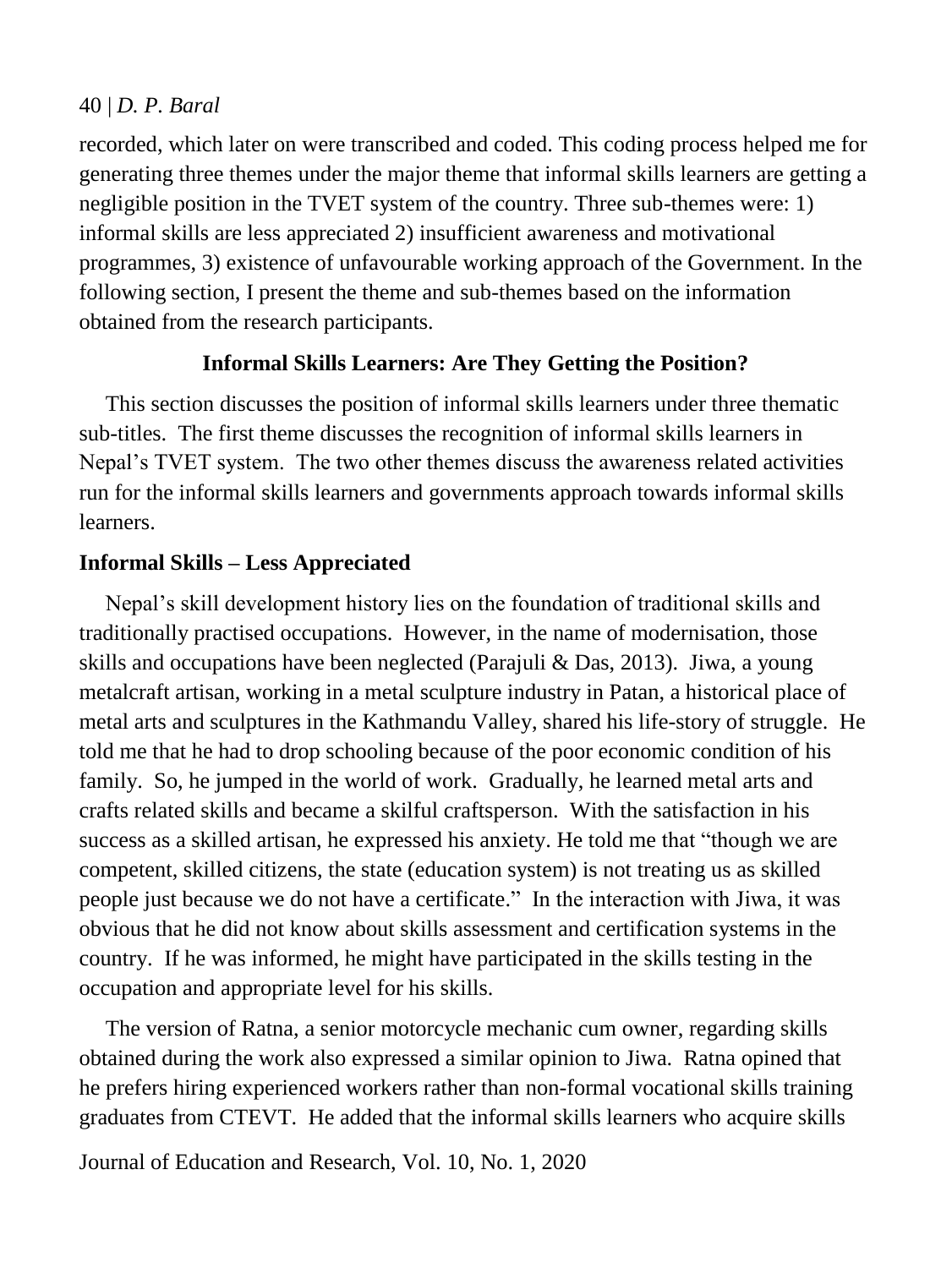recorded, which later on were transcribed and coded. This coding process helped me for generating three themes under the major theme that informal skills learners are getting a negligible position in the TVET system of the country. Three sub-themes were: 1) informal skills are less appreciated 2) insufficient awareness and motivational programmes, 3) existence of unfavourable working approach of the Government. In the following section, I present the theme and sub-themes based on the information obtained from the research participants.

## Informal Skills Learners: Are They Getting the Position?

This section discusses the position of informal skills learners under three thematic sub-titles. The first theme discusses the recognition of informal skills learners in Nepal's TVET system. The two other themes discuss the awareness related activities run for the informal skills learners and governments approach towards informal skills learners.

### Informal Skills – Less Appreciated

Nepal's skill development history lies on the foundation of traditional skills and traditionally practised occupations. However, in the name of modernisation, those skills and occupations have been neglected (Parajuli & Das, 2013). Jiwa, a young metalcraft artisan, working in a metal sculpture industry in Patan, a historical place of metal arts and sculptures in the Kathmandu Valley, shared his life-story of struggle. He told me that he had to drop schooling because of the poor economic condition of his family. So, he jumped in the world of work. Gradually, he learned metal arts and crafts related skills and became a skilful craftsperson. With the satisfaction in his success as a skilled artisan, he expressed his anxiety. He told me that "though we are competent, skilled citizens, the state (education system) is not treating us as skilled people just because we do not have a certificate." In the interaction with Jiwa, it was obvious that he did not know about skills assessment and certification systems in the country. If he was informed, he might have participated in the skills testing in the occupation and appropriate level for his skills.

The version of Ratna, a senior motorcycle mechanic cum owner, regarding skills obtained during the work also expressed a similar opinion to Jiwa. Ratna opined that he prefers hiring experienced workers rather than non-formal vocational skills training graduates from CTEVT. He added that the informal skills learners who acquire skills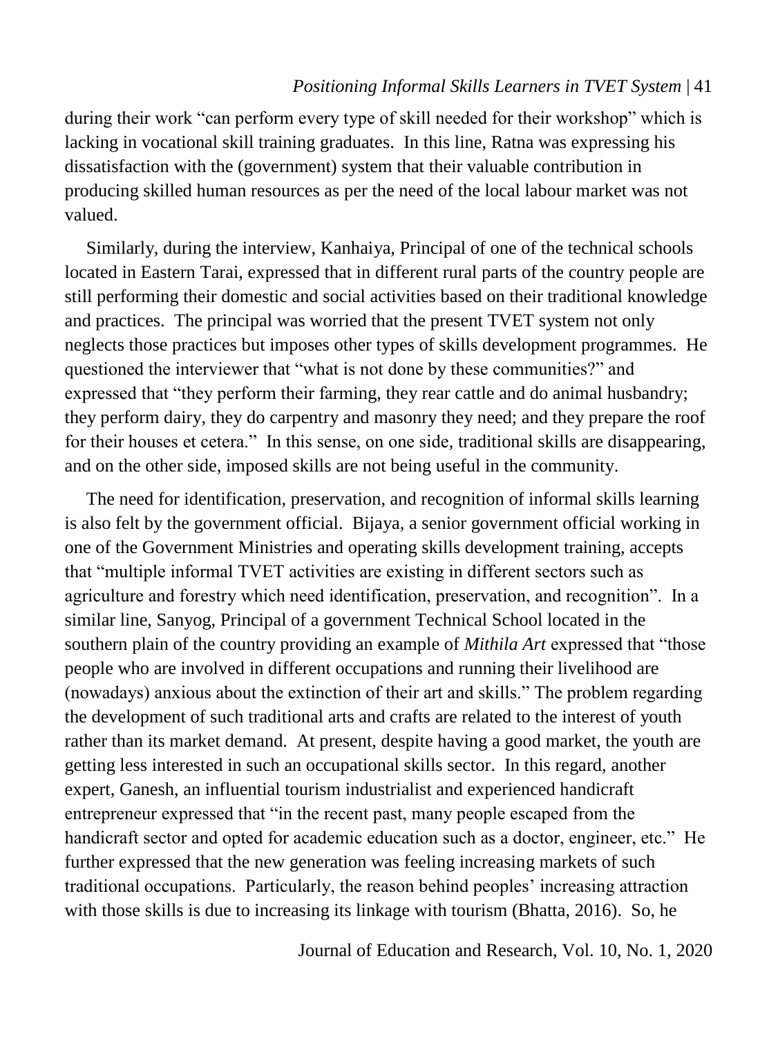during their work "can perform every type of skill needed for their workshop" which is lacking in vocational skill training graduates. In this line, Ratna was expressing his dissatisfaction with the (government) system that their valuable contribution in producing skilled human resources as per the need of the local labour market was not valued.

Similarly, during the interview, Kanhaiya, Principal of one of the technical schools located in Eastern Tarai, expressed that in different rural parts of the country people are still performing their domestic and social activities based on their traditional knowledge and practices. The principal was worried that the present TVET system not only neglects those practices but imposes other types of skills development programmes. He questioned the interviewer that "what is not done by these communities?" and expressed that "they perform their farming, they rear cattle and do animal husbandry; they perform dairy, they do carpentry and masonry they need; and they prepare the roof for their houses et cetera." In this sense, on one side, traditional skills are disappearing, and on the other side, imposed skills are not being useful in the community.

The need for identification, preservation, and recognition of informal skills learning is also felt by the government official. Bijaya, a senior government official working in one of the Government Ministries and operating skills development training, accepts that "multiple informal TVET activities are existing in different sectors such as agriculture and forestry which need identification, preservation, and recognition". In a similar line, Sanyog, Principal of a government Technical School located in the southern plain of the country providing an example of *Mithila Art* expressed that "those people who are involved in different occupations and running their livelihood are (nowadays) anxious about the extinction of their art and skills." The problem regarding the development of such traditional arts and crafts are related to the interest of youth rather than its market demand. At present, despite having a good market, the youth are getting less interested in such an occupational skills sector. In this regard, another expert, Ganesh, an influential tourism industrialist and experienced handicraft entrepreneur expressed that "in the recent past, many people escaped from the handicraft sector and opted for academic education such as a doctor, engineer, etc." He further expressed that the new generation was feeling increasing markets of such traditional occupations. Particularly, the reason behind peoples' increasing attraction with those skills is due to increasing its linkage with tourism (Bhatta, 2016). So, he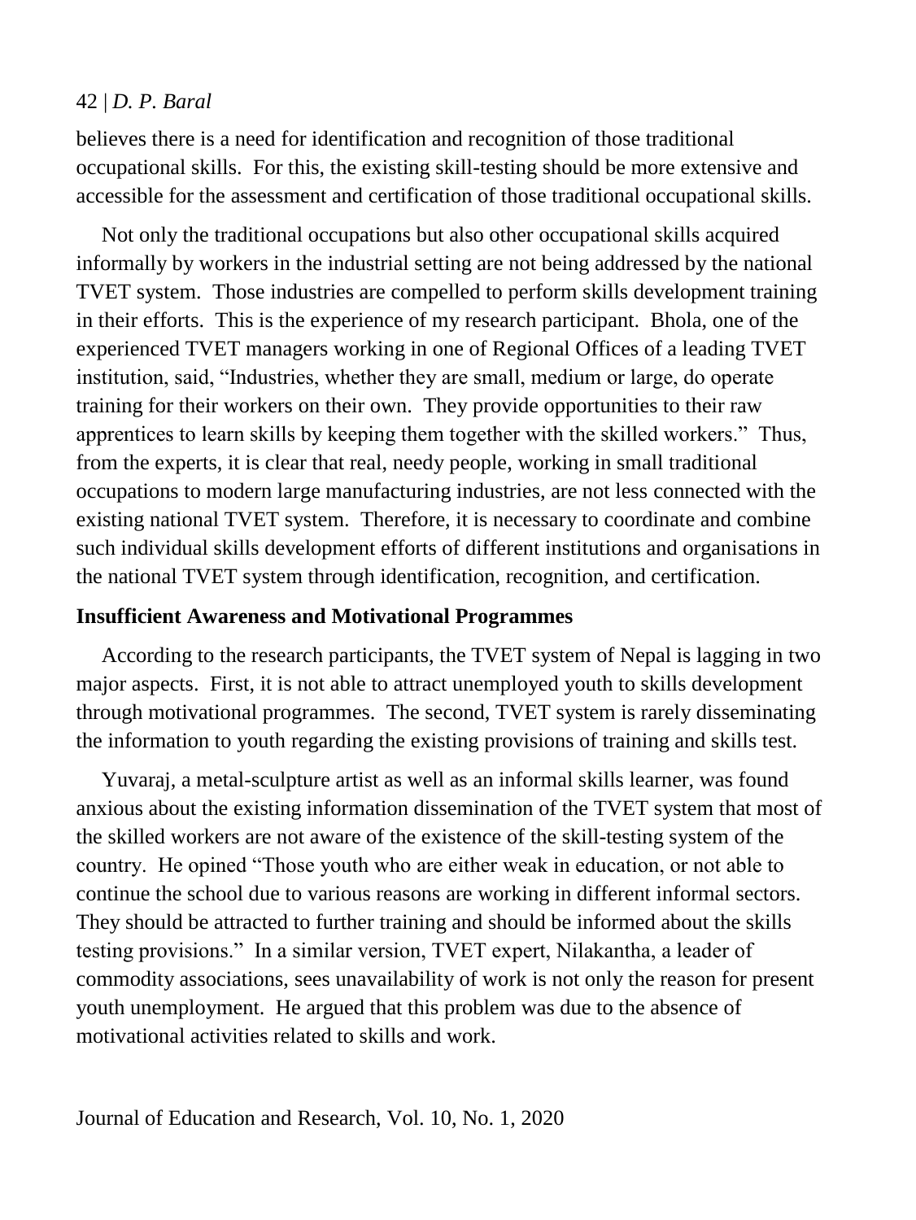believes there is a need for identification and recognition of those traditional occupational skills. For this, the existing skill-testing should be more extensive and accessible for the assessment and certification of those traditional occupational skills.

Not only the traditional occupations but also other occupational skills acquired informally by workers in the industrial setting are not being addressed by the national TVET system. Those industries are compelled to perform skills development training in their efforts. This is the experience of my research participant. Bhola, one of the experienced TVET managers working in one of Regional Offices of a leading TVET institution, said, "Industries, whether they are small, medium or large, do operate training for their workers on their own. They provide opportunities to their raw apprentices to learn skills by keeping them together with the skilled workers." Thus, from the experts, it is clear that real, needy people, working in small traditional occupations to modern large manufacturing industries, are not less connected with the existing national TVET system. Therefore, it is necessary to coordinate and combine such individual skills development efforts of different institutions and organisations in the national TVET system through identification, recognition, and certification.

**Insufficient Awareness and Motivational Programmes**

According to the research participants, the TVET system of Nepal is lagging in two major aspects. First, it is not able to attract unemployed youth to skills development through motivational programmes. The second, TVET system is rarely disseminating the information to youth regarding the existing provisions of training and skills test.

Yuvaraj, a metal-sculpture artist as well as an informal skills learner, was found anxious about the existing information dissemination of the TVET system that most of the skilled workers are not aware of the existence of the skill-testing system of the country. He opined "Those youth who are either weak in education, or not able to continue the school due to various reasons are working in different informal sectors. They should be attracted to further training and should be informed about the skills testing provisions." In a similar version, TVET expert, Nilakantha, a leader of commodity associations, sees unavailability of work is not only the reason for present youth unemployment. He argued that this problem was due to the absence of motivational activities related to skills and work.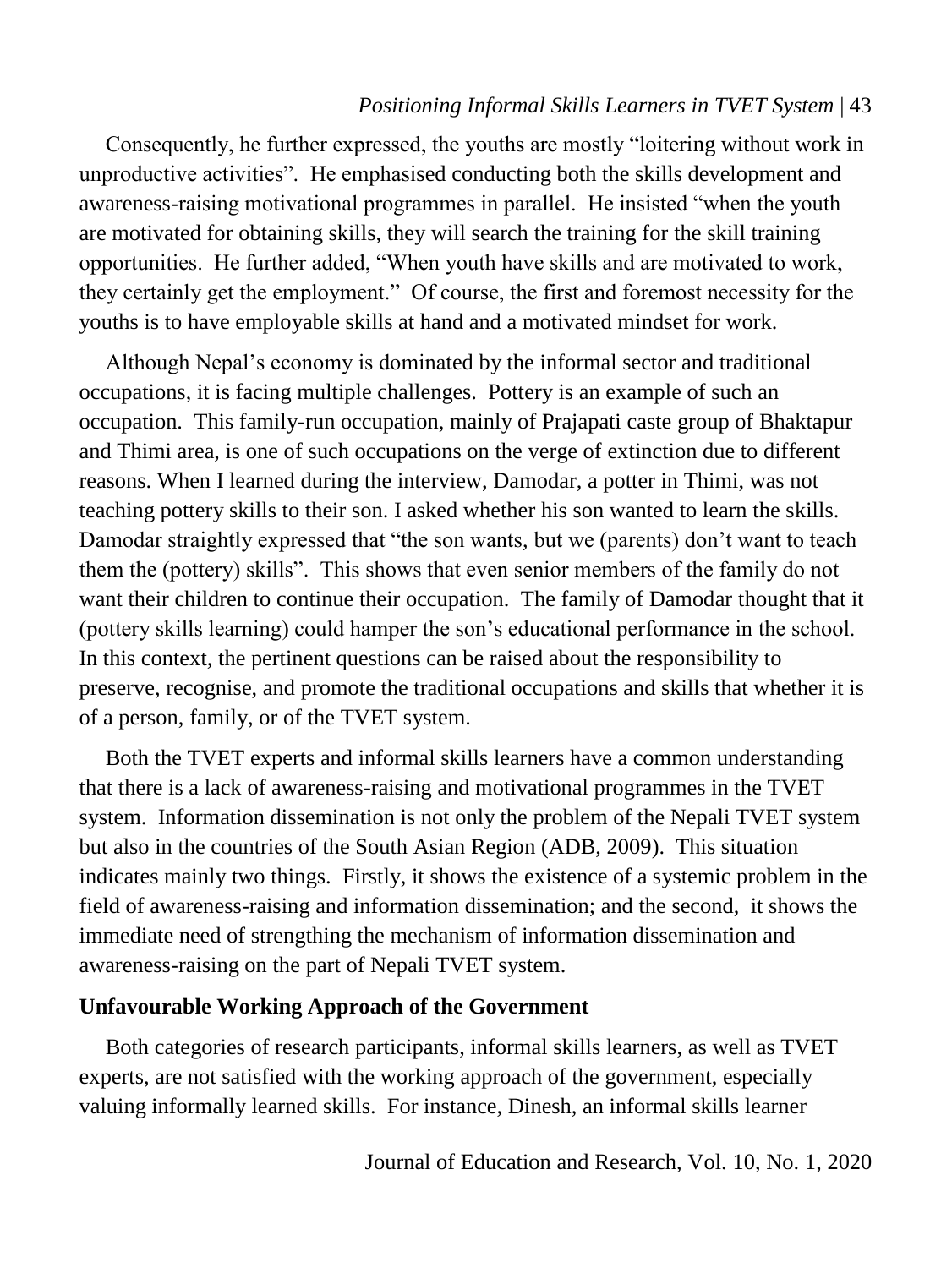Consequently, he further expressed, the youths are mostly "loitering without work in unproductive activities". He emphasised conducting both the skills development and awareness-raising motivational programmes in parallel. He insisted "when the youth are motivated for obtaining skills, they will search the training for the skill training opportunities. He further added, "When youth have skills and are motivated to work, they certainly get the employment." Of course, the first and foremost necessity for the youths is to have employable skills at hand and a motivated mindset for work.

Although Nepal's economy is dominated by the informal sector and traditional occupations, it is facing multiple challenges. Pottery is an example of such an occupation. This family-run occupation, mainly of Prajapati caste group of Bhaktapur and Thimi area, is one of such occupations on the verge of extinction due to different reasons. When I learned during the interview, Damodar, a potter in Thimi, was not teaching pottery skills to their son. I asked whether his son wanted to learn the skills. Damodar straightly expressed that "the son wants, but we (parents) don't want to teach them the (pottery) skills". This shows that even senior members of the family do not want their children to continue their occupation. The family of Damodar thought that it (pottery skills learning) could hamper the son's educational performance in the school. In this context, the pertinent questions can be raised about the responsibility to preserve, recognise, and promote the traditional occupations and skills that whether it is of a person, family, or of the TVET system.

Both the TVET experts and informal skills learners have a common understanding that there is a lack of awareness-raising and motivational programmes in the TVET system. Information dissemination is not only the problem of the Nepali TVET system but also in the countries of the South Asian Region (ADB, 2009). This situation indicates mainly two things. Firstly, it shows the existence of a systemic problem in the field of awareness-raising and information dissemination; and the second, it shows the immediate need of strengthing the mechanism of information dissemination and awareness-raising on the part of Nepali TVET system.

## Unfavourable Working Approach of the Government

Both categories of research participants, informal skills learners, as well as TVET experts, are not satisfied with the working approach of the government, especially valuing informally learned skills. For instance, Dinesh, an informal skills learner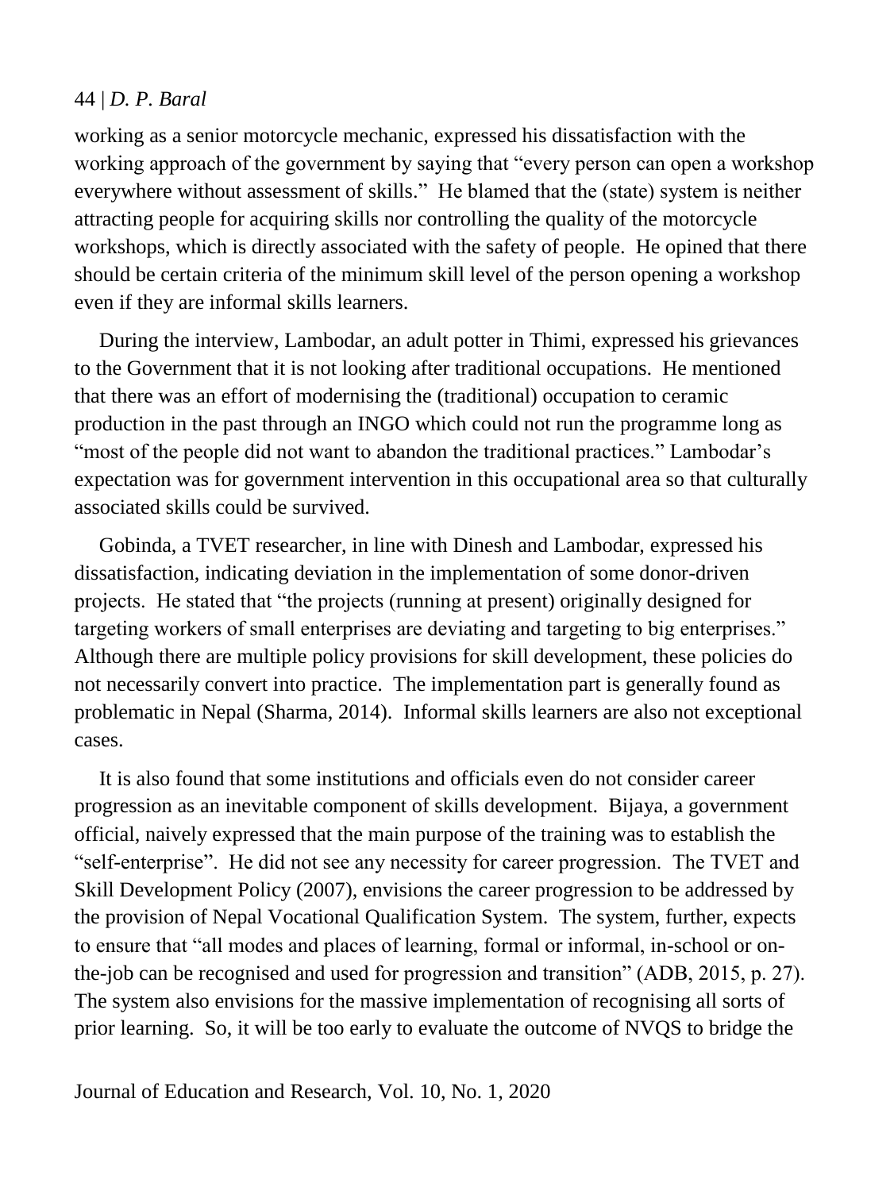working as a senior motorcycle mechanic, expressed his dissatisfaction with the working approach of the government by saying that "every person can open a workshop everywhere without assessment of skills." He blamed that the (state) system is neither attracting people for acquiring skills nor controlling the quality of the motorcycle workshops, which is directly associated with the safety of people. He opined that there should be certain criteria of the minimum skill level of the person opening a workshop even if they are informal skills learners.

During the interview, Lambodar, an adult potter in Thimi, expressed his grievances to the Government that it is not looking after traditional occupations. He mentioned that there was an effort of modernising the (traditional) occupation to ceramic production in the past through an INGO which could not run the programme long as "most of the people did not want to abandon the traditional practices." Lambodar's expectation was for government intervention in this occupational area so that culturally associated skills could be survived.

Gobinda, a TVET researcher, in line with Dinesh and Lambodar, expressed his dissatisfaction, indicating deviation in the implementation of some donor-driven projects. He stated that "the projects (running at present) originally designed for targeting workers of small enterprises are deviating and targeting to big enterprises." Although there are multiple policy provisions for skill development, these policies do not necessarily convert into practice. The implementation part is generally found as problematic in Nepal (Sharma, 2014). Informal skills learners are also not exceptional cases.

It is also found that some institutions and officials even do not consider career progression as an inevitable component of skills development. Bijaya, a government official, naively expressed that the main purpose of the training was to establish the "self-enterprise". He did not see any necessity for career progression. The TVET and Skill Development Policy (2007), envisions the career progression to be addressed by the provision of Nepal Vocational Qualification System. The system, further, expects to ensure that "all modes and places of learning, formal or informal, in-school or on-the-job can be recognised and used for progression and transition" (ADB, 2015, p. 27). The system also envisions for the massive implementation of recognising all sorts of prior learning. So, it will be too early to evaluate the outcome of NVQS to bridge the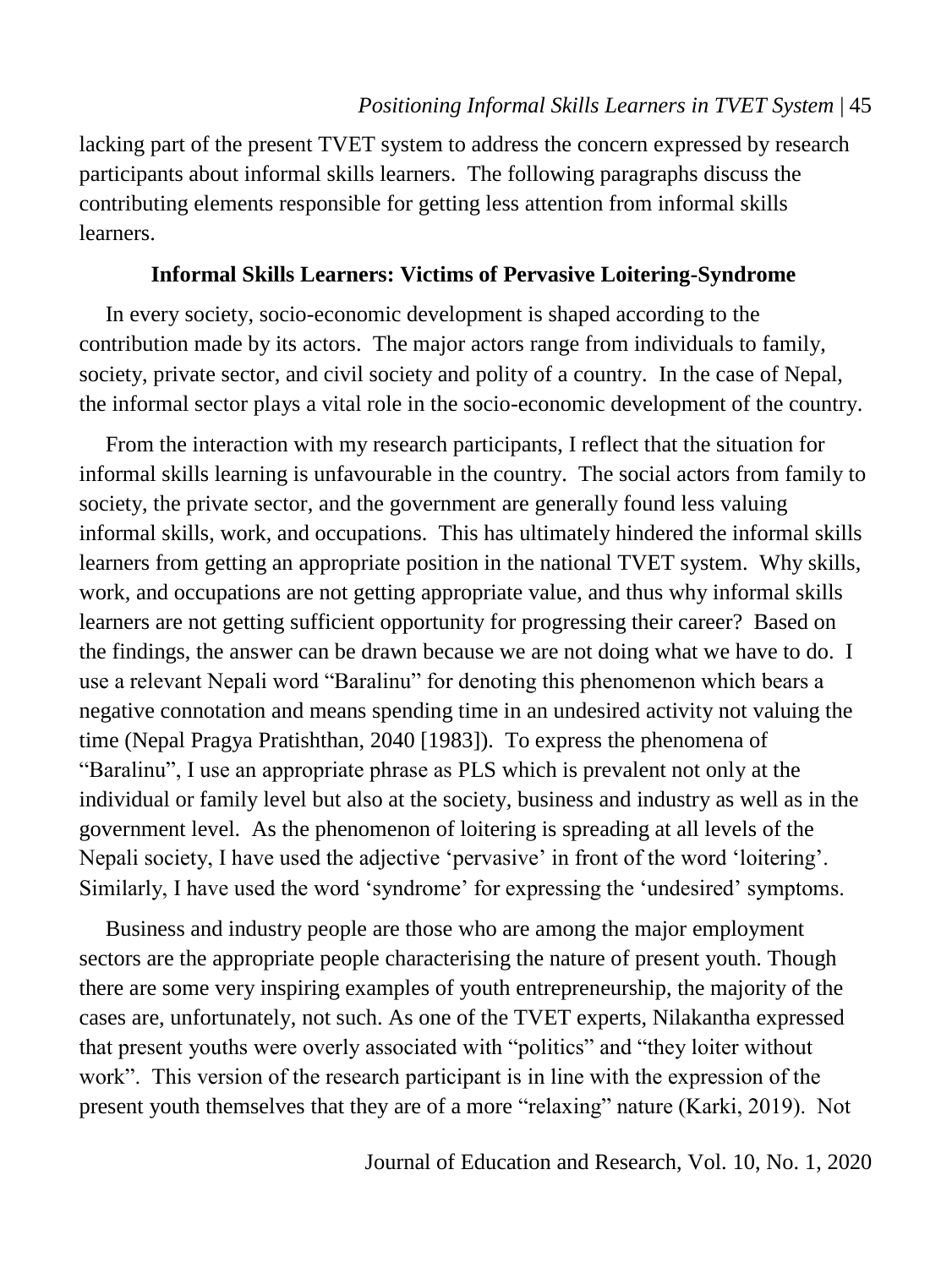lacking part of the present TVET system to address the concern expressed by research participants about informal skills learners. The following paragraphs discuss the contributing elements responsible for getting less attention from informal skills learners.

## Informal Skills Learners: Victims of Pervasive Loitering-Syndrome

In every society, socio-economic development is shaped according to the contribution made by its actors. The major actors range from individuals to family, society, private sector, and civil society and polity of a country. In the case of Nepal, the informal sector plays a vital role in the socio-economic development of the country.

From the interaction with my research participants, I reflect that the situation for informal skills learning is unfavourable in the country. The social actors from family to society, the private sector, and the government are generally found less valuing informal skills, work, and occupations. This has ultimately hindered the informal skills learners from getting an appropriate position in the national TVET system. Why skills, work, and occupations are not getting appropriate value, and thus why informal skills learners are not getting sufficient opportunity for progressing their career? Based on the findings, the answer can be drawn because we are not doing what we have to do. I use a relevant Nepali word "Baralinu" for denoting this phenomenon which bears a negative connotation and means spending time in an undesired activity not valuing the time (Nepal Pragya Pratishthan, 2040 [1983]). To express the phenomena of "Baralinu", I use an appropriate phrase as PLS which is prevalent not only at the individual or family level but also at the society, business and industry as well as in the government level. As the phenomenon of loitering is spreading at all levels of the Nepali society, I have used the adjective 'pervasive' in front of the word 'loitering'. Similarly, I have used the word 'syndrome' for expressing the 'undesired' symptoms.

Business and industry people are those who are among the major employment sectors are the appropriate people characterising the nature of present youth. Though there are some very inspiring examples of youth entrepreneurship, the majority of the cases are, unfortunately, not such. As one of the TVET experts, Nilakantha expressed that present youths were overly associated with "politics" and "they loiter without work". This version of the research participant is in line with the expression of the present youth themselves that they are of a more "relaxing" nature (Karki, 2019). Not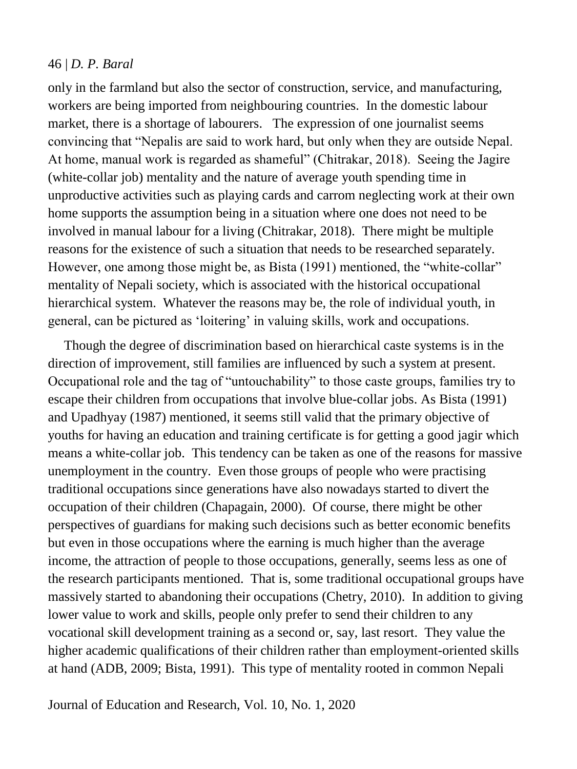only in the farmland but also the sector of construction, service, and manufacturing, workers are being imported from neighbouring countries. In the domestic labour market, there is a shortage of labourers. The expression of one journalist seems convincing that "Nepalis are said to work hard, but only when they are outside Nepal. At home, manual work is regarded as shameful" (Chitrakar, 2018). Seeing the Jagire (white-collar job) mentality and the nature of average youth spending time in unproductive activities such as playing cards and carrom neglecting work at their own home supports the assumption being in a situation where one does not need to be involved in manual labour for a living (Chitrakar, 2018). There might be multiple reasons for the existence of such a situation that needs to be researched separately. However, one among those might be, as Bista (1991) mentioned, the "white-collar" mentality of Nepali society, which is associated with the historical occupational hierarchical system. Whatever the reasons may be, the role of individual youth, in general, can be pictured as 'loitering' in valuing skills, work and occupations.

Though the degree of discrimination based on hierarchical caste systems is in the direction of improvement, still families are influenced by such a system at present. Occupational role and the tag of "untouchability" to those caste groups, families try to escape their children from occupations that involve blue-collar jobs. As Bista (1991) and Upadhyay (1987) mentioned, it seems still valid that the primary objective of youths for having an education and training certificate is for getting a good jagir which means a white-collar job. This tendency can be taken as one of the reasons for massive unemployment in the country. Even those groups of people who were practising traditional occupations since generations have also nowadays started to divert the occupation of their children (Chapagain, 2000). Of course, there might be other perspectives of guardians for making such decisions such as better economic benefits but even in those occupations where the earning is much higher than the average income, the attraction of people to those occupations, generally, seems less as one of the research participants mentioned. That is, some traditional occupational groups have massively started to abandoning their occupations (Chetry, 2010). In addition to giving lower value to work and skills, people only prefer to send their children to any vocational skill development training as a second or, say, last resort. They value the higher academic qualifications of their children rather than employment-oriented skills at hand (ADB, 2009; Bista, 1991). This type of mentality rooted in common Nepali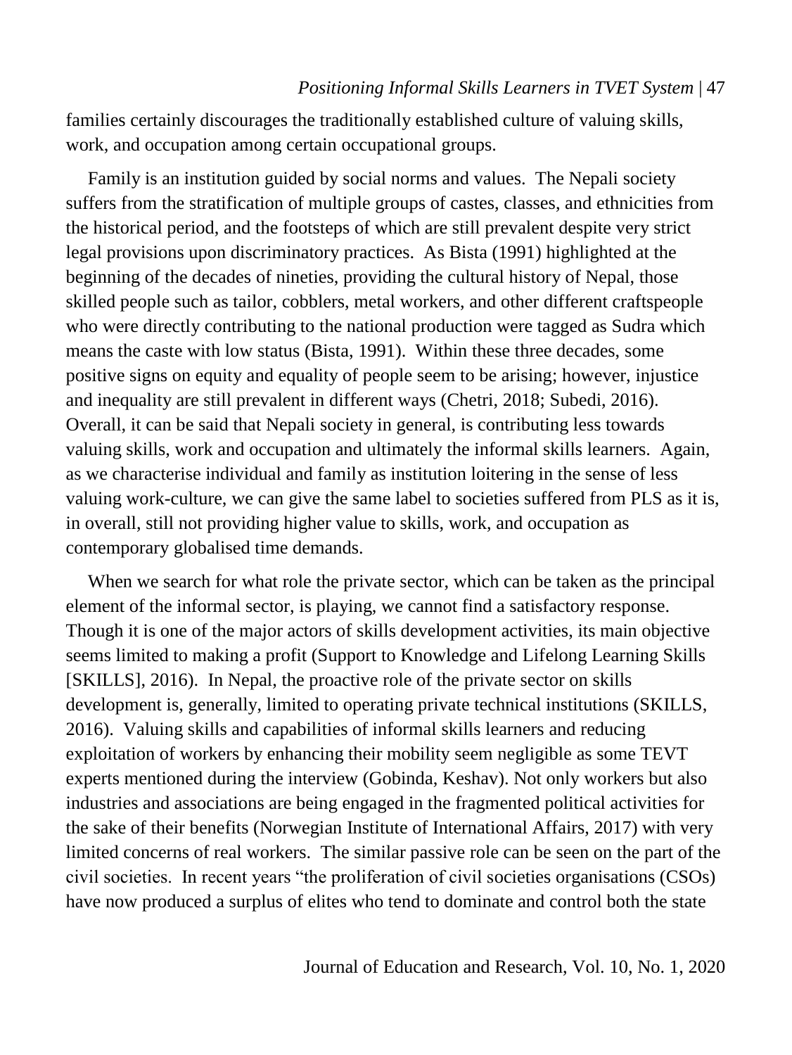families certainly discourages the traditionally established culture of valuing skills, work, and occupation among certain occupational groups.

Family is an institution guided by social norms and values. The Nepali society suffers from the stratification of multiple groups of castes, classes, and ethnicities from the historical period, and the footsteps of which are still prevalent despite very strict legal provisions upon discriminatory practices. As Bista (1991) highlighted at the beginning of the decades of nineties, providing the cultural history of Nepal, those skilled people such as tailor, cobblers, metal workers, and other different craftspeople who were directly contributing to the national production were tagged as Sudra which means the caste with low status (Bista, 1991). Within these three decades, some positive signs on equity and equality of people seem to be arising; however, injustice and inequality are still prevalent in different ways (Chetri, 2018; Subedi, 2016). Overall, it can be said that Nepali society in general, is contributing less towards valuing skills, work and occupation and ultimately the informal skills learners. Again, as we characterise individual and family as institution loitering in the sense of less valuing work-culture, we can give the same label to societies suffered from PLS as it is, in overall, still not providing higher value to skills, work, and occupation as contemporary globalised time demands.

When we search for what role the private sector, which can be taken as the principal element of the informal sector, is playing, we cannot find a satisfactory response. Though it is one of the major actors of skills development activities, its main objective seems limited to making a profit (Support to Knowledge and Lifelong Learning Skills [SKILLS], 2016). In Nepal, the proactive role of the private sector on skills development is, generally, limited to operating private technical institutions (SKILLS, 2016). Valuing skills and capabilities of informal skills learners and reducing exploitation of workers by enhancing their mobility seem negligible as some TEVT experts mentioned during the interview (Gobinda, Keshav). Not only workers but also industries and associations are being engaged in the fragmented political activities for the sake of their benefits (Norwegian Institute of International Affairs, 2017) with very limited concerns of real workers. The similar passive role can be seen on the part of the civil societies. In recent years "the proliferation of civil societies organisations (CSOs) have now produced a surplus of elites who tend to dominate and control both the state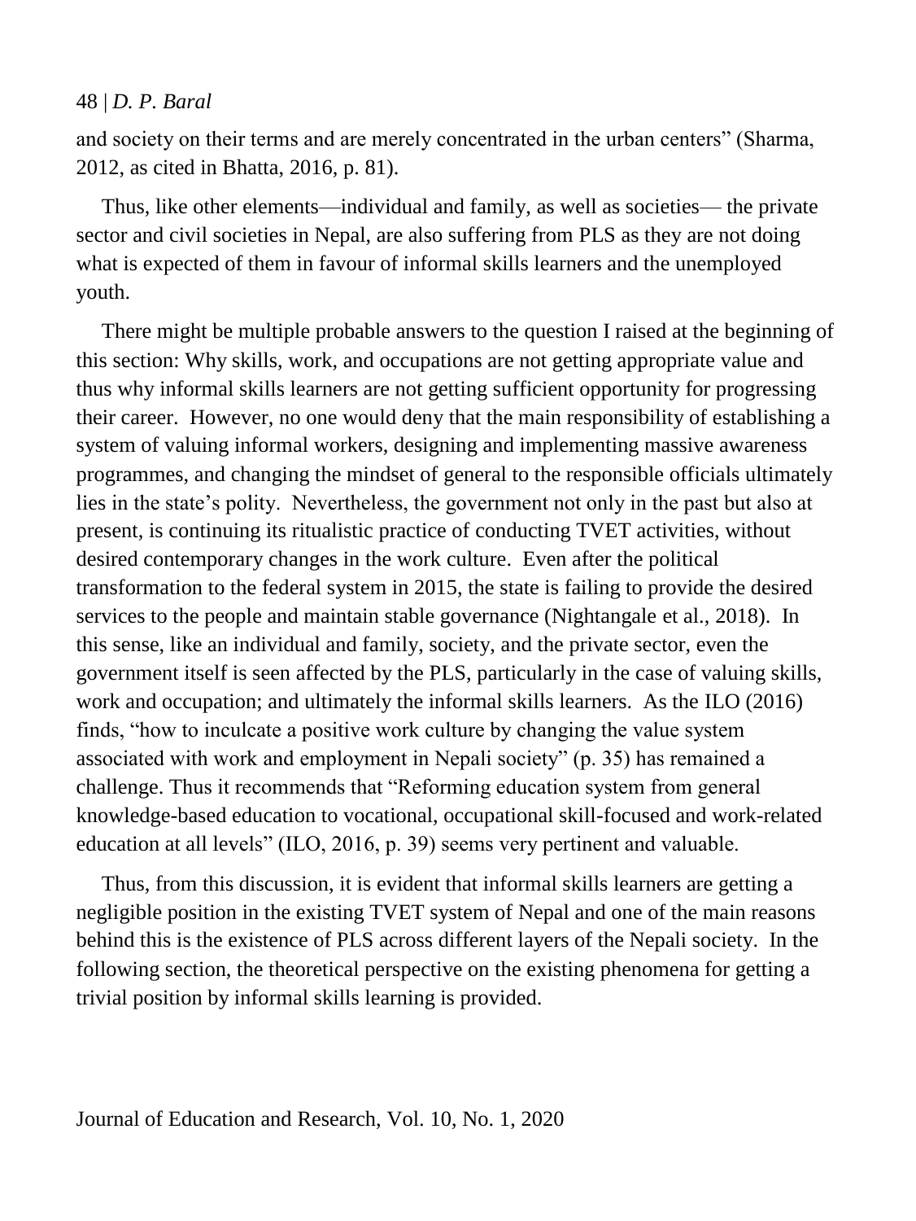and society on their terms and are merely concentrated in the urban centers" (Sharma, 2012, as cited in Bhatta, 2016, p. 81).

Thus, like other elements—individual and family, as well as societies— the private sector and civil societies in Nepal, are also suffering from PLS as they are not doing what is expected of them in favour of informal skills learners and the unemployed youth.

There might be multiple probable answers to the question I raised at the beginning of this section: Why skills, work, and occupations are not getting appropriate value and thus why informal skills learners are not getting sufficient opportunity for progressing their career. However, no one would deny that the main responsibility of establishing a system of valuing informal workers, designing and implementing massive awareness programmes, and changing the mindset of general to the responsible officials ultimately lies in the state's polity. Nevertheless, the government not only in the past but also at present, is continuing its ritualistic practice of conducting TVET activities, without desired contemporary changes in the work culture. Even after the political transformation to the federal system in 2015, the state is failing to provide the desired services to the people and maintain stable governance (Nightangale et al., 2018). In this sense, like an individual and family, society, and the private sector, even the government itself is seen affected by the PLS, particularly in the case of valuing skills, work and occupation; and ultimately the informal skills learners. As the ILO (2016) finds, "how to inculcate a positive work culture by changing the value system associated with work and employment in Nepali society" (p. 35) has remained a challenge. Thus it recommends that "Reforming education system from general knowledge-based education to vocational, occupational skill-focused and work-related education at all levels" (ILO, 2016, p. 39) seems very pertinent and valuable.

Thus, from this discussion, it is evident that informal skills learners are getting a negligible position in the existing TVET system of Nepal and one of the main reasons behind this is the existence of PLS across different layers of the Nepali society. In the following section, the theoretical perspective on the existing phenomena for getting a trivial position by informal skills learning is provided.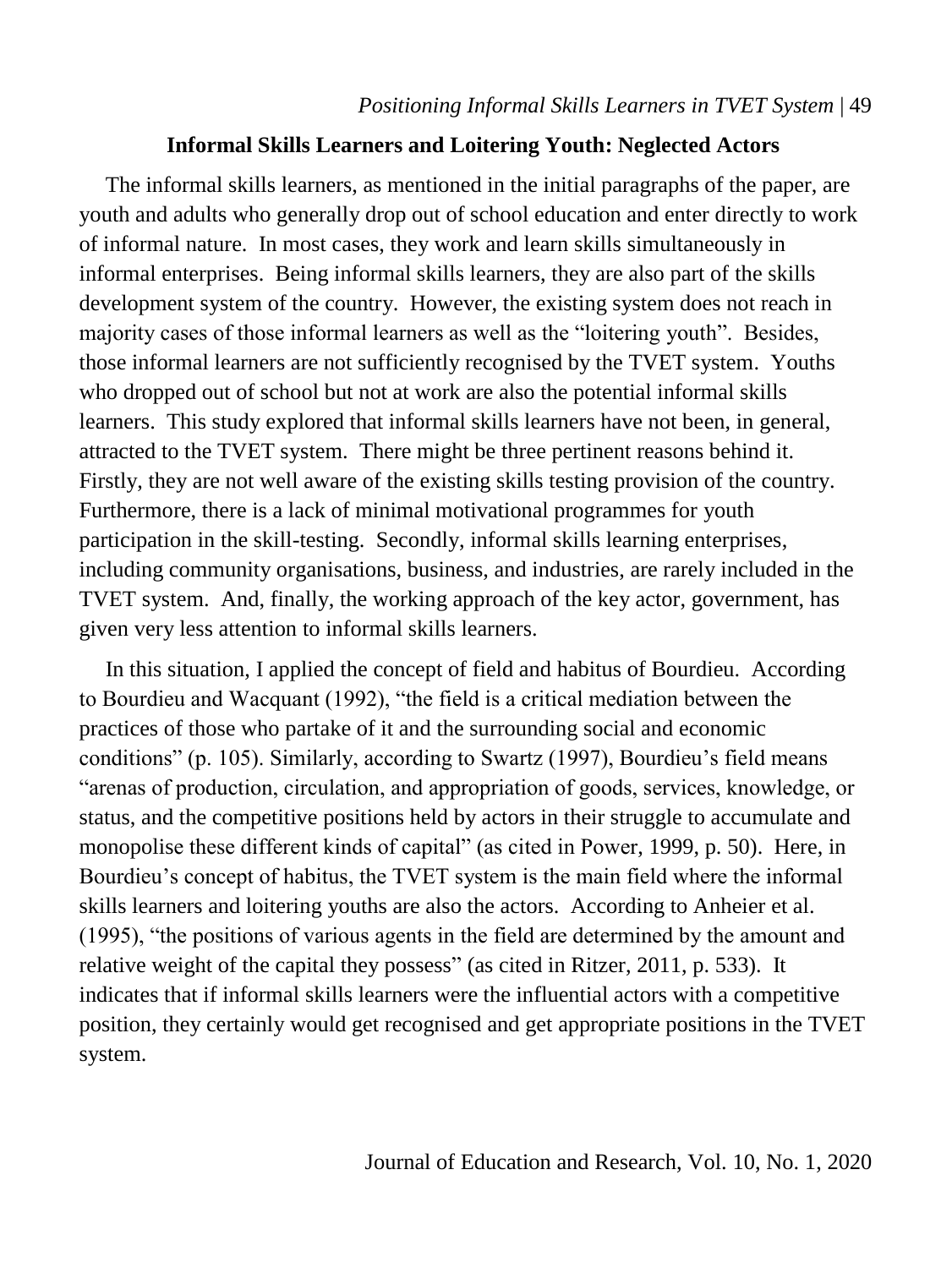## Informal Skills Learners and Loitering Youth: Neglected Actors

The informal skills learners, as mentioned in the initial paragraphs of the paper, are youth and adults who generally drop out of school education and enter directly to work of informal nature. In most cases, they work and learn skills simultaneously in informal enterprises. Being informal skills learners, they are also part of the skills development system of the country. However, the existing system does not reach in majority cases of those informal learners as well as the "loitering youth". Besides, those informal learners are not sufficiently recognised by the TVET system. Youths who dropped out of school but not at work are also the potential informal skills learners. This study explored that informal skills learners have not been, in general, attracted to the TVET system. There might be three pertinent reasons behind it. Firstly, they are not well aware of the existing skills testing provision of the country. Furthermore, there is a lack of minimal motivational programmes for youth participation in the skill-testing. Secondly, informal skills learning enterprises, including community organisations, business, and industries, are rarely included in the TVET system. And, finally, the working approach of the key actor, government, has given very less attention to informal skills learners.

In this situation, I applied the concept of field and habitus of Bourdieu. According to Bourdieu and Wacquant (1992), "the field is a critical mediation between the practices of those who partake of it and the surrounding social and economic conditions" (p. 105). Similarly, according to Swartz (1997), Bourdieu's field means "arenas of production, circulation, and appropriation of goods, services, knowledge, or status, and the competitive positions held by actors in their struggle to accumulate and monopolise these different kinds of capital" (as cited in Power, 1999, p. 50). Here, in Bourdieu's concept of habitus, the TVET system is the main field where the informal skills learners and loitering youths are also the actors. According to Anheier et al. (1995), "the positions of various agents in the field are determined by the amount and relative weight of the capital they possess" (as cited in Ritzer, 2011, p. 533). It indicates that if informal skills learners were the influential actors with a competitive position, they certainly would get recognised and get appropriate positions in the TVET system.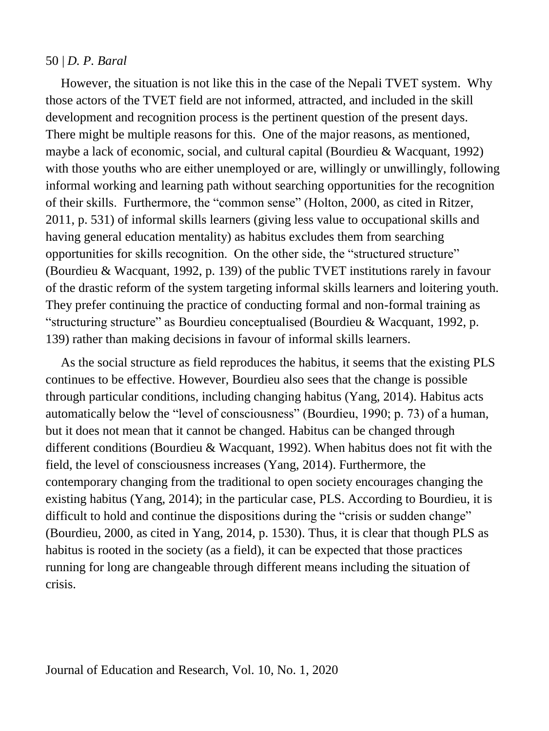However, the situation is not like this in the case of the Nepali TVET system. Why those actors of the TVET field are not informed, attracted, and included in the skill development and recognition process is the pertinent question of the present days. There might be multiple reasons for this. One of the major reasons, as mentioned, maybe a lack of economic, social, and cultural capital (Bourdieu & Wacquant, 1992) with those youths who are either unemployed or are, willingly or unwillingly, following informal working and learning path without searching opportunities for the recognition of their skills. Furthermore, the "common sense" (Holton, 2000, as cited in Ritzer, 2011, p. 531) of informal skills learners (giving less value to occupational skills and having general education mentality) as habitus excludes them from searching opportunities for skills recognition. On the other side, the "structured structure" (Bourdieu & Wacquant, 1992, p. 139) of the public TVET institutions rarely in favour of the drastic reform of the system targeting informal skills learners and loitering youth. They prefer continuing the practice of conducting formal and non-formal training as "structuring structure" as Bourdieu conceptualised (Bourdieu & Wacquant, 1992, p. 139) rather than making decisions in favour of informal skills learners.

As the social structure as field reproduces the habitus, it seems that the existing PLS continues to be effective. However, Bourdieu also sees that the change is possible through particular conditions, including changing habitus (Yang, 2014). Habitus acts automatically below the "level of consciousness" (Bourdieu, 1990; p. 73) of a human, but it does not mean that it cannot be changed. Habitus can be changed through different conditions (Bourdieu & Wacquant, 1992). When habitus does not fit with the field, the level of consciousness increases (Yang, 2014). Furthermore, the contemporary changing from the traditional to open society encourages changing the existing habitus (Yang, 2014); in the particular case, PLS. According to Bourdieu, it is difficult to hold and continue the dispositions during the "crisis or sudden change" (Bourdieu, 2000, as cited in Yang, 2014, p. 1530). Thus, it is clear that though PLS as habitus is rooted in the society (as a field), it can be expected that those practices running for long are changeable through different means including the situation of crisis.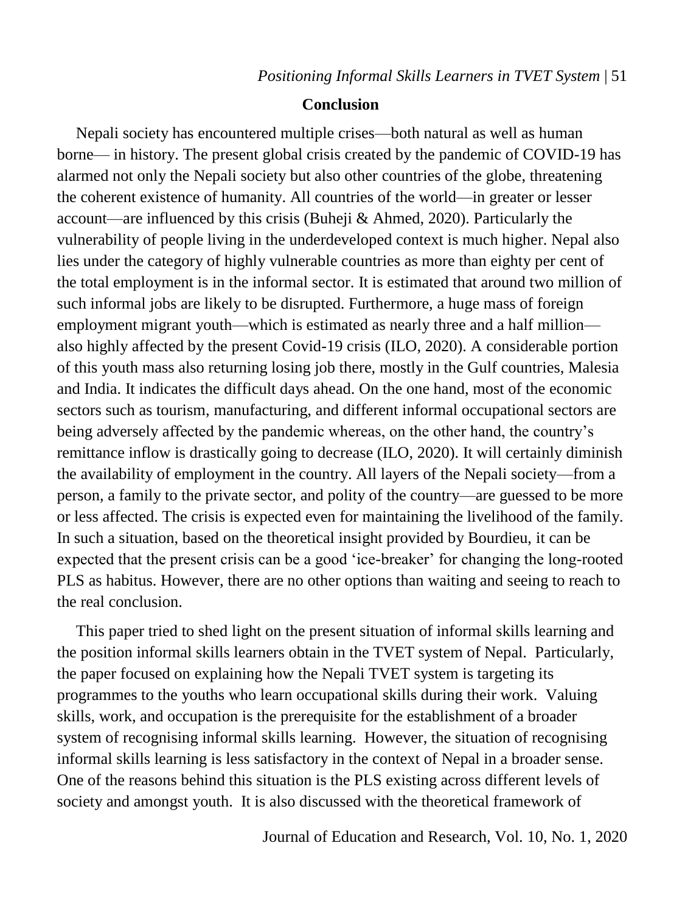## Conclusion

Nepali society has encountered multiple crises—both natural as well as human borne— in history. The present global crisis created by the pandemic of COVID-19 has alarmed not only the Nepali society but also other countries of the globe, threatening the coherent existence of humanity. All countries of the world—in greater or lesser account—are influenced by this crisis (Buheji & Ahmed, 2020). Particularly the vulnerability of people living in the underdeveloped context is much higher. Nepal also lies under the category of highly vulnerable countries as more than eighty per cent of the total employment is in the informal sector. It is estimated that around two million of such informal jobs are likely to be disrupted. Furthermore, a huge mass of foreign employment migrant youth—which is estimated as nearly three and a half million—also highly affected by the present Covid-19 crisis (ILO, 2020). A considerable portion of this youth mass also returning losing job there, mostly in the Gulf countries, Malesia and India. It indicates the difficult days ahead. On the one hand, most of the economic sectors such as tourism, manufacturing, and different informal occupational sectors are being adversely affected by the pandemic whereas, on the other hand, the country's remittance inflow is drastically going to decrease (ILO, 2020). It will certainly diminish the availability of employment in the country. All layers of the Nepali society—from a person, a family to the private sector, and polity of the country—are guessed to be more or less affected. The crisis is expected even for maintaining the livelihood of the family. In such a situation, based on the theoretical insight provided by Bourdieu, it can be expected that the present crisis can be a good 'ice-breaker' for changing the long-rooted PLS as habitus. However, there are no other options than waiting and seeing to reach to the real conclusion.

This paper tried to shed light on the present situation of informal skills learning and the position informal skills learners obtain in the TVET system of Nepal. Particularly, the paper focused on explaining how the Nepali TVET system is targeting its programmes to the youths who learn occupational skills during their work. Valuing skills, work, and occupation is the prerequisite for the establishment of a broader system of recognising informal skills learning. However, the situation of recognising informal skills learning is less satisfactory in the context of Nepal in a broader sense. One of the reasons behind this situation is the PLS existing across different levels of society and amongst youth. It is also discussed with the theoretical framework of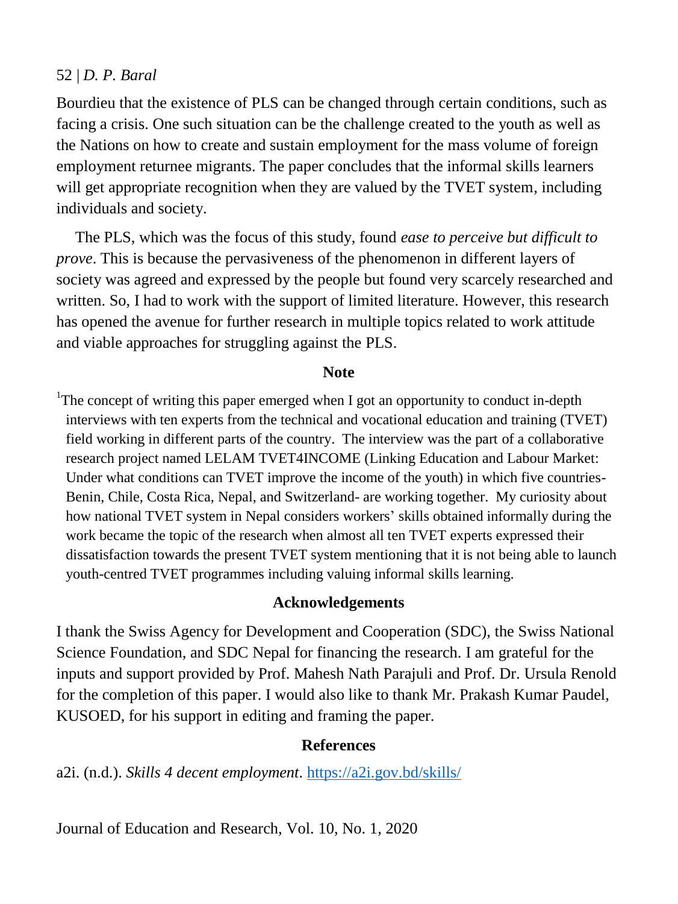Bourdieu that the existence of PLS can be changed through certain conditions, such as facing a crisis. One such situation can be the challenge created to the youth as well as the Nations on how to create and sustain employment for the mass volume of foreign employment returnee migrants. The paper concludes that the informal skills learners will get appropriate recognition when they are valued by the TVET system, including individuals and society.

The PLS, which was the focus of this study, found *ease to perceive but difficult to prove*. This is because the pervasiveness of the phenomenon in different layers of society was agreed and expressed by the people but found very scarcely researched and written. So, I had to work with the support of limited literature. However, this research has opened the avenue for further research in multiple topics related to work attitude and viable approaches for struggling against the PLS.

## Note

[1]The concept of writing this paper emerged when I got an opportunity to conduct in-depth interviews with ten experts from the technical and vocational education and training (TVET) field working in different parts of the country. The interview was the part of a collaborative research project named LELAM TVET4INCOME (Linking Education and Labour Market: Under what conditions can TVET improve the income of the youth) in which five countries- Benin, Chile, Costa Rica, Nepal, and Switzerland- are working together. My curiosity about how national TVET system in Nepal considers workers' skills obtained informally during the work became the topic of the research when almost all ten TVET experts expressed their dissatisfaction towards the present TVET system mentioning that it is not being able to launch youth-centred TVET programmes including valuing informal skills learning.

## Acknowledgements

I thank the Swiss Agency for Development and Cooperation (SDC), the Swiss National Science Foundation, and SDC Nepal for financing the research. I am grateful for the inputs and support provided by Prof. Mahesh Nath Parajuli and Prof. Dr. Ursula Renold for the completion of this paper. I would also like to thank Mr. Prakash Kumar Paudel, KUSOED, for his support in editing and framing the paper.

## References

a2i. (n.d.). *Skills 4 decent employment*. https://a2i.gov.bd/skills/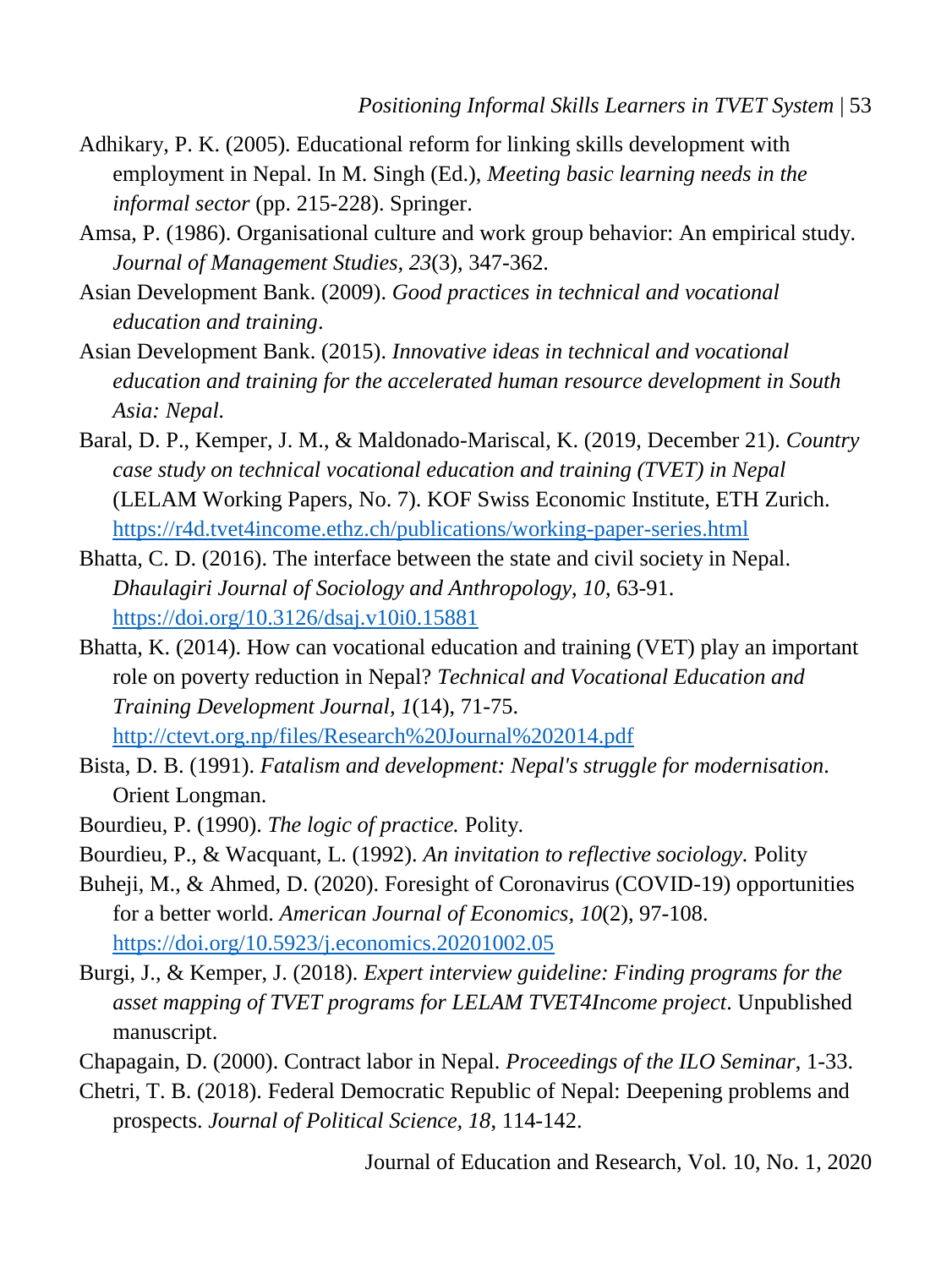Adhikary, P. K. (2005). Educational reform for linking skills development with employment in Nepal. In M. Singh (Ed.), *Meeting basic learning needs in the informal sector* (pp. 215-228). Springer.

Amsa, P. (1986). Organisational culture and work group behavior: An empirical study. *Journal of Management Studies*, *23*(3), 347-362.

Asian Development Bank. (2009). *Good practices in technical and vocational education and training*.

Asian Development Bank. (2015). *Innovative ideas in technical and vocational education and training for the accelerated human resource development in South Asia: Nepal*.

Baral, D. P., Kemper, J. M., & Maldonado-Mariscal, K. (2019, December 21). *Country case study on technical vocational education and training (TVET) in Nepal* (LELAM Working Papers, No. 7). KOF Swiss Economic Institute, ETH Zurich. https://r4d.tvet4income.ethz.ch/publications/working-paper-series.html

Bhatta, C. D. (2016). The interface between the state and civil society in Nepal. *Dhaulagiri Journal of Sociology and Anthropology, 10*, 63-91. https://doi.org/10.3126/dsaj.v10i0.15881

Bhatta, K. (2014). How can vocational education and training (VET) play an important role on poverty reduction in Nepal? *Technical and Vocational Education and Training Development Journal*, *1*(14), 71-75. http://ctevt.org.np/files/Research%20Journal%202014.pdf

Bista, D. B. (1991). *Fatalism and development: Nepal's struggle for modernisation*. Orient Longman.

Bourdieu, P. (1990). *The logic of practice.* Polity.

Bourdieu, P., & Wacquant, L. (1992). *An invitation to reflective sociology*. Polity

Buheji, M., & Ahmed, D. (2020). Foresight of Coronavirus (COVID-19) opportunities for a better world. *American Journal of Economics*, *10*(2), 97-108. https://doi.org/10.5923/j.economics.20201002.05

Burgi, J., & Kemper, J. (2018). *Expert interview guideline: Finding programs for the asset mapping of TVET programs for LELAM TVET4Income project*. Unpublished manuscript.

Chapagain, D. (2000). Contract labor in Nepal. *Proceedings of the ILO Seminar*, 1-33.

Chetri, T. B. (2018). Federal Democratic Republic of Nepal: Deepening problems and prospects. *Journal of Political Science, 18*, 114-142.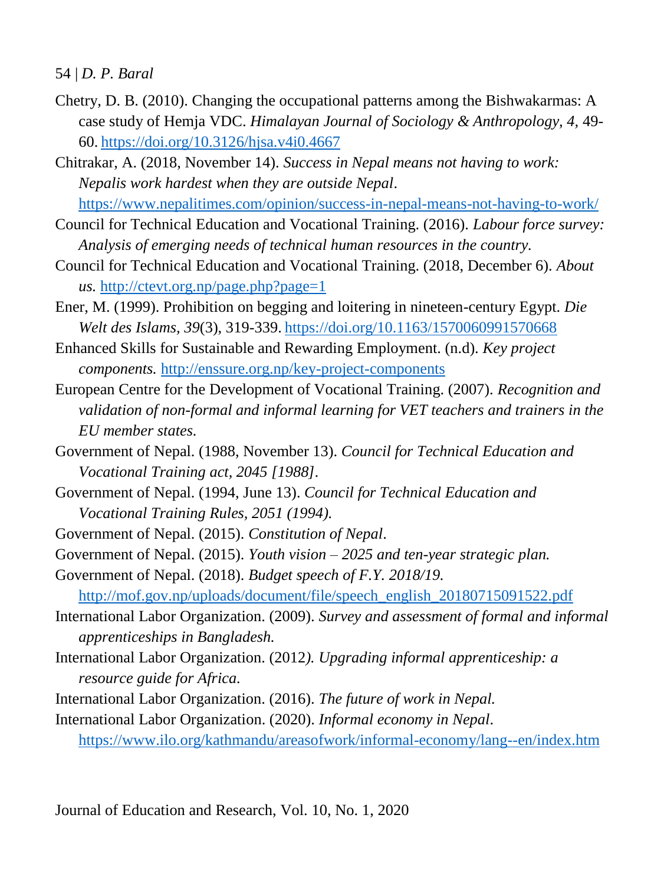Chetry, D. B. (2010). Changing the occupational patterns among the Bishwakarmas: A case study of Hemja VDC. *Himalayan Journal of Sociology & Anthropology, 4,* 49-60. https://doi.org/10.3126/hjsa.v4i0.4667

Chitrakar, A. (2018, November 14). *Success in Nepal means not having to work: Nepalis work hardest when they are outside Nepal*. https://www.nepalitimes.com/opinion/success-in-nepal-means-not-having-to-work/

Council for Technical Education and Vocational Training. (2016). *Labour force survey: Analysis of emerging needs of technical human resources in the country.*

Council for Technical Education and Vocational Training. (2018, December 6). *About us.* http://ctevt.org.np/page.php?page=1

Ener, M. (1999). Prohibition on begging and loitering in nineteen-century Egypt. *Die Welt des Islams, 39*(3), 319-339. https://doi.org/10.1163/1570060991570668

Enhanced Skills for Sustainable and Rewarding Employment. (n.d). *Key project components.* http://enssure.org.np/key-project-components

European Centre for the Development of Vocational Training. (2007). *Recognition and validation of non-formal and informal learning for VET teachers and trainers in the EU member states.*

Government of Nepal. (1988, November 13). *Council for Technical Education and Vocational Training act, 2045 [1988]*.

Government of Nepal. (1994, June 13). *Council for Technical Education and Vocational Training Rules, 2051 (1994).*

Government of Nepal. (2015). *Constitution of Nepal*.

Government of Nepal. (2015). *Youth vision – 2025 and ten-year strategic plan.*

Government of Nepal. (2018). *Budget speech of F.Y. 2018/19.* http://mof.gov.np/uploads/document/file/speech_english_20180715091522.pdf

International Labor Organization. (2009). *Survey and assessment of formal and informal apprenticeships in Bangladesh.*

International Labor Organization. (2012*). Upgrading informal apprenticeship: a resource guide for Africa.*

International Labor Organization. (2016). *The future of work in Nepal.*

International Labor Organization. (2020). *Informal economy in Nepal*. https://www.ilo.org/kathmandu/areasofwork/informal-economy/lang--en/index.htm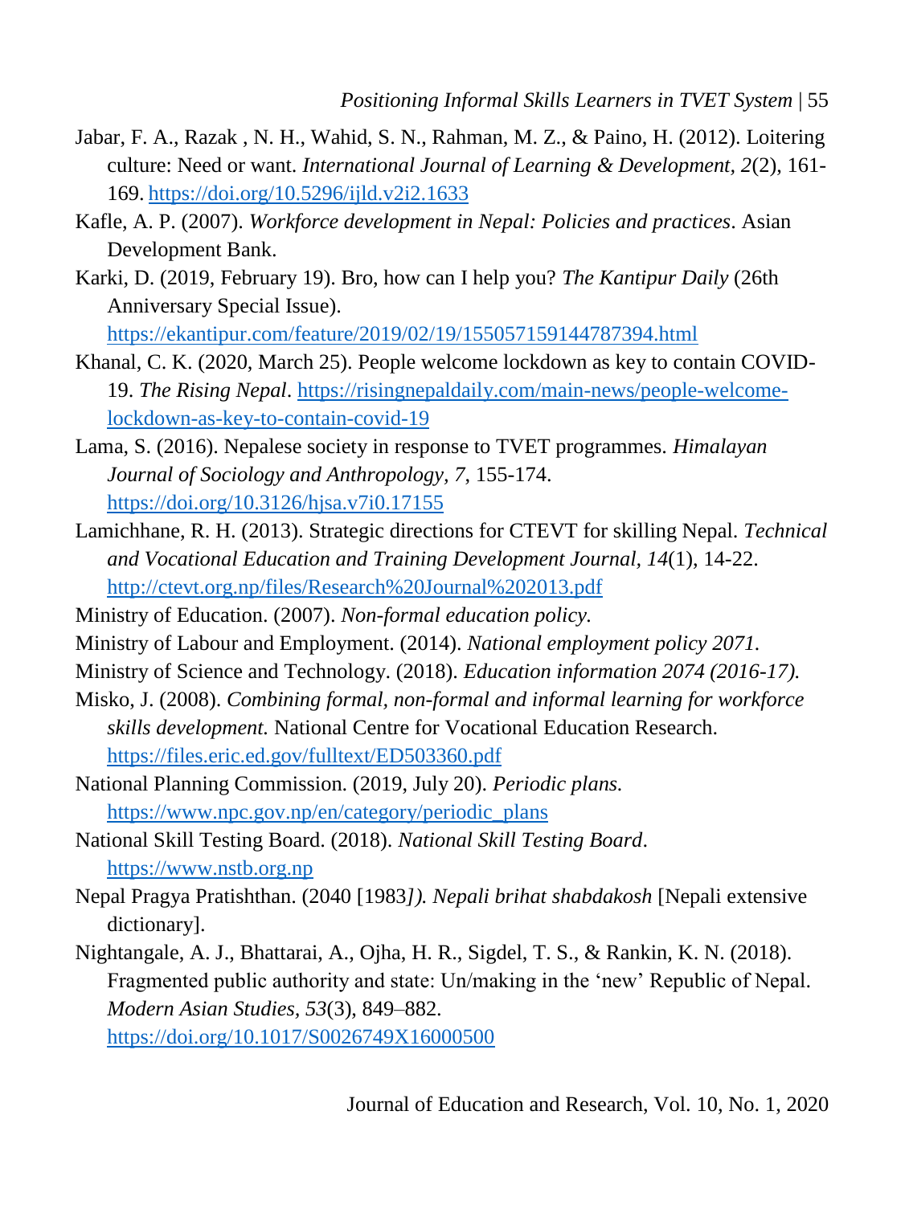Jabar, F. A., Razak , N. H., Wahid, S. N., Rahman, M. Z., & Paino, H. (2012). Loitering culture: Need or want. *International Journal of Learning & Development, 2*(2), 161-169. https://doi.org/10.5296/ijld.v2i2.1633

Kafle, A. P. (2007). *Workforce development in Nepal: Policies and practices*. Asian Development Bank.

Karki, D. (2019, February 19). Bro, how can I help you? *The Kantipur Daily* (26th Anniversary Special Issue). https://ekantipur.com/feature/2019/02/19/155057159144787394.html

Khanal, C. K. (2020, March 25). People welcome lockdown as key to contain COVID-19. *The Rising Nepal*. https://risingnepaldaily.com/main-news/people-welcome-lockdown-as-key-to-contain-covid-19

Lama, S. (2016). Nepalese society in response to TVET programmes. *Himalayan Journal of Sociology and Anthropology, 7*, 155-174. https://doi.org/10.3126/hjsa.v7i0.17155

Lamichhane, R. H. (2013). Strategic directions for CTEVT for skilling Nepal. *Technical and Vocational Education and Training Development Journal, 14*(1), 14-22. http://ctevt.org.np/files/Research%20Journal%202013.pdf

Ministry of Education. (2007). *Non-formal education policy.*

Ministry of Labour and Employment. (2014). *National employment policy 2071.*

Ministry of Science and Technology. (2018). *Education information 2074 (2016-17).*

Misko, J. (2008). *Combining formal, non-formal and informal learning for workforce skills development.* National Centre for Vocational Education Research. https://files.eric.ed.gov/fulltext/ED503360.pdf

National Planning Commission. (2019, July 20). *Periodic plans.* https://www.npc.gov.np/en/category/periodic_plans

National Skill Testing Board. (2018). *National Skill Testing Board*. https://www.nstb.org.np

Nepal Pragya Pratishthan. (2040 [1983*]). Nepali brihat shabdakosh* [Nepali extensive dictionary].

Nightangale, A. J., Bhattarai, A., Ojha, H. R., Sigdel, T. S., & Rankin, K. N. (2018). Fragmented public authority and state: Un/making in the 'new' Republic of Nepal. *Modern Asian Studies, 53*(3), 849–882. https://doi.org/10.1017/S0026749X16000500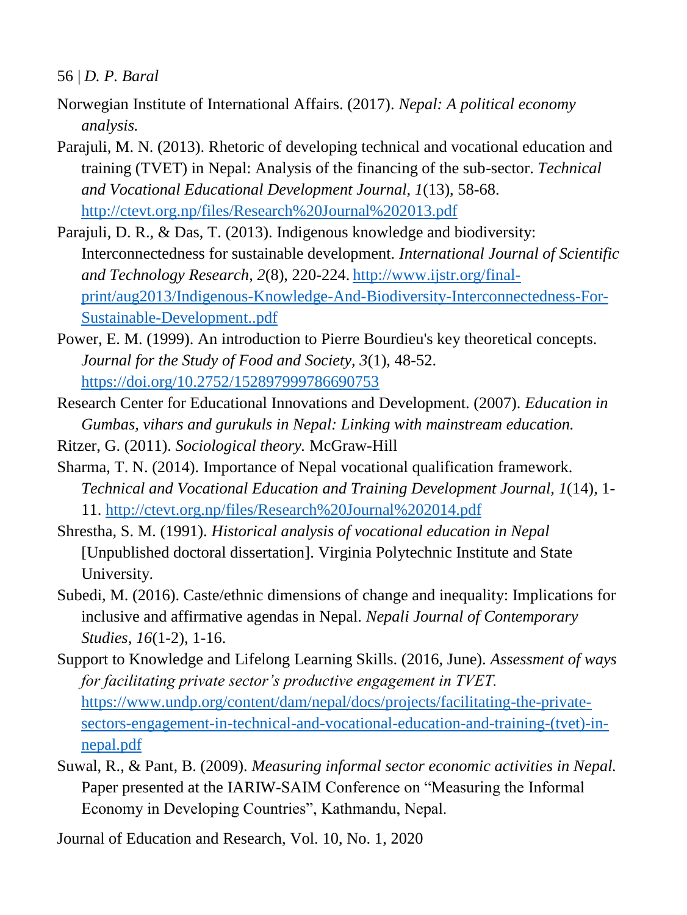Norwegian Institute of International Affairs. (2017). *Nepal: A political economy analysis.*

Parajuli, M. N. (2013). Rhetoric of developing technical and vocational education and training (TVET) in Nepal: Analysis of the financing of the sub-sector. *Technical and Vocational Educational Development Journal, 1*(13), 58-68. http://ctevt.org.np/files/Research%20Journal%202013.pdf

Parajuli, D. R., & Das, T. (2013). Indigenous knowledge and biodiversity: Interconnectedness for sustainable development. *International Journal of Scientific and Technology Research, 2*(8), 220-224. http://www.ijstr.org/final-print/aug2013/Indigenous-Knowledge-And-Biodiversity-Interconnectedness-For-Sustainable-Development..pdf

Power, E. M. (1999). An introduction to Pierre Bourdieu's key theoretical concepts. *Journal for the Study of Food and Society, 3*(1), 48-52. https://doi.org/10.2752/152897999786690753

Research Center for Educational Innovations and Development. (2007). *Education in Gumbas, vihars and gurukuls in Nepal: Linking with mainstream education.*

Ritzer, G. (2011). *Sociological theory.* McGraw-Hill

Sharma, T. N. (2014). Importance of Nepal vocational qualification framework. *Technical and Vocational Education and Training Development Journal, 1*(14), 1-11. http://ctevt.org.np/files/Research%20Journal%202014.pdf

Shrestha, S. M. (1991). *Historical analysis of vocational education in Nepal* [Unpublished doctoral dissertation]. Virginia Polytechnic Institute and State University.

Subedi, M. (2016). Caste/ethnic dimensions of change and inequality: Implications for inclusive and affirmative agendas in Nepal. *Nepali Journal of Contemporary Studies, 16*(1-2), 1-16.

Support to Knowledge and Lifelong Learning Skills. (2016, June). *Assessment of ways for facilitating private sector's productive engagement in TVET.* https://www.undp.org/content/dam/nepal/docs/projects/facilitating-the-private-sectors-engagement-in-technical-and-vocational-education-and-training-(tvet)-in-nepal.pdf

Suwal, R., & Pant, B. (2009). *Measuring informal sector economic activities in Nepal.* Paper presented at the IARIW-SAIM Conference on "Measuring the Informal Economy in Developing Countries", Kathmandu, Nepal.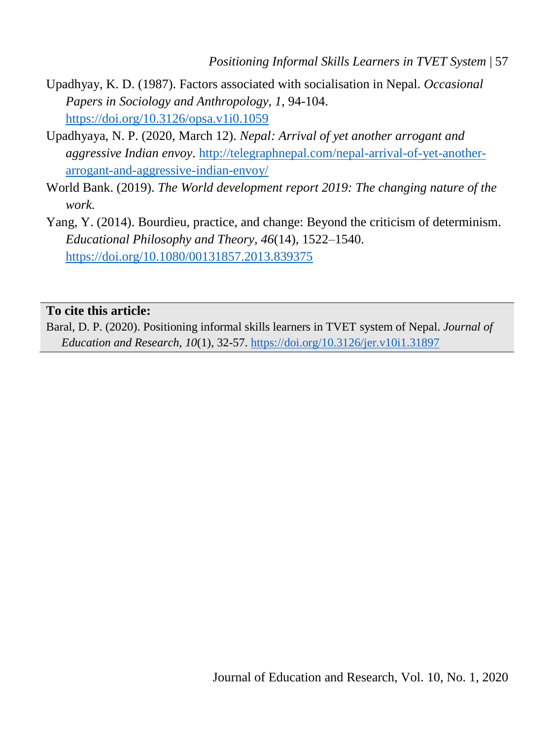Upadhyay, K. D. (1987). Factors associated with socialisation in Nepal. *Occasional Papers in Sociology and Anthropology, 1*, 94-104. https://doi.org/10.3126/opsa.v1i0.1059

Upadhyaya, N. P. (2020, March 12). *Nepal: Arrival of yet another arrogant and aggressive Indian envoy*. http://telegraphnepal.com/nepal-arrival-of-yet-another-arrogant-and-aggressive-indian-envoy/

World Bank. (2019). *The World development report 2019: The changing nature of the work.*

Yang, Y. (2014). Bourdieu, practice, and change: Beyond the criticism of determinism. *Educational Philosophy and Theory*, *46*(14), 1522–1540. https://doi.org/10.1080/00131857.2013.839375

**To cite this article:**

Baral, D. P. (2020). Positioning informal skills learners in TVET system of Nepal. *Journal of Education and Research, 10*(1), 32-57. https://doi.org/10.3126/jer.v10i1.31897